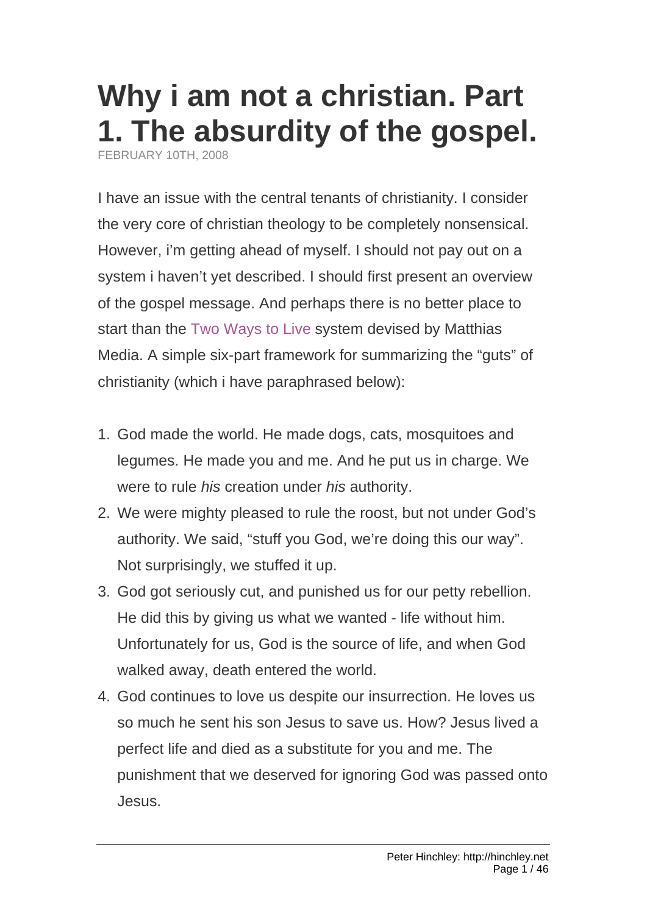# Why i am not a christian. Part 1. The absurdity of the gospel.

FEBRUARY 10TH, 2008

I have an issue with the central tenants of christianity. I consider the very core of christian theology to be completely nonsensical. However, i'm getting ahead of myself. I should not pay out on a system i haven't yet described. I should first present an overview of the gospel message. And perhaps there is no better place to start than the Two Ways to Live system devised by Matthias Media. A simple six-part framework for summarizing the "guts" of christianity (which i have paraphrased below):

1. God made the world. He made dogs, cats, mosquitoes and legumes. He made you and me. And he put us in charge. We were to rule *his* creation under *his* authority.
2. We were mighty pleased to rule the roost, but not under God's authority. We said, "stuff you God, we're doing this our way". Not surprisingly, we stuffed it up.
3. God got seriously cut, and punished us for our petty rebellion. He did this by giving us what we wanted - life without him. Unfortunately for us, God is the source of life, and when God walked away, death entered the world.
4. God continues to love us despite our insurrection. He loves us so much he sent his son Jesus to save us. How? Jesus lived a perfect life and died as a substitute for you and me. The punishment that we deserved for ignoring God was passed onto Jesus.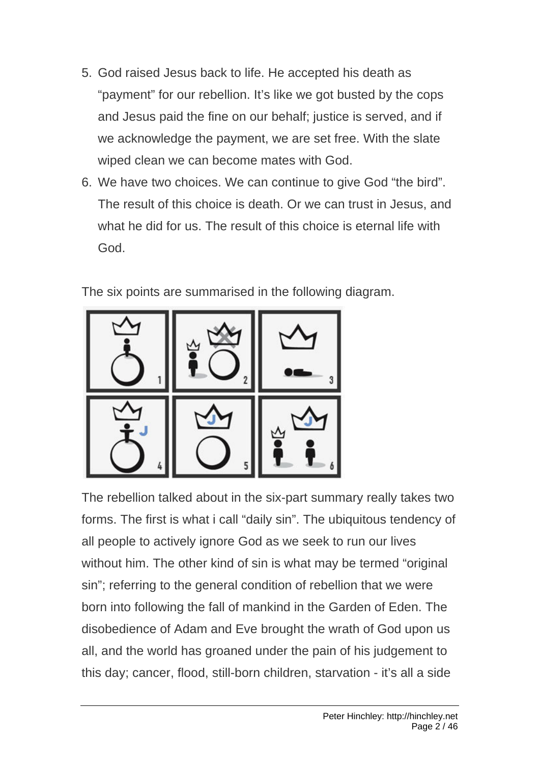5. God raised Jesus back to life. He accepted his death as "payment" for our rebellion. It's like we got busted by the cops and Jesus paid the fine on our behalf; justice is served, and if we acknowledge the payment, we are set free. With the slate wiped clean we can become mates with God.
6. We have two choices. We can continue to give God "the bird". The result of this choice is death. Or we can trust in Jesus, and what he did for us. The result of this choice is eternal life with God.

The six points are summarised in the following diagram.

The rebellion talked about in the six-part summary really takes two forms. The first is what i call "daily sin". The ubiquitous tendency of all people to actively ignore God as we seek to run our lives without him. The other kind of sin is what may be termed "original sin"; referring to the general condition of rebellion that we were born into following the fall of mankind in the Garden of Eden. The disobedience of Adam and Eve brought the wrath of God upon us all, and the world has groaned under the pain of his judgement to this day; cancer, flood, still-born children, starvation - it's all a side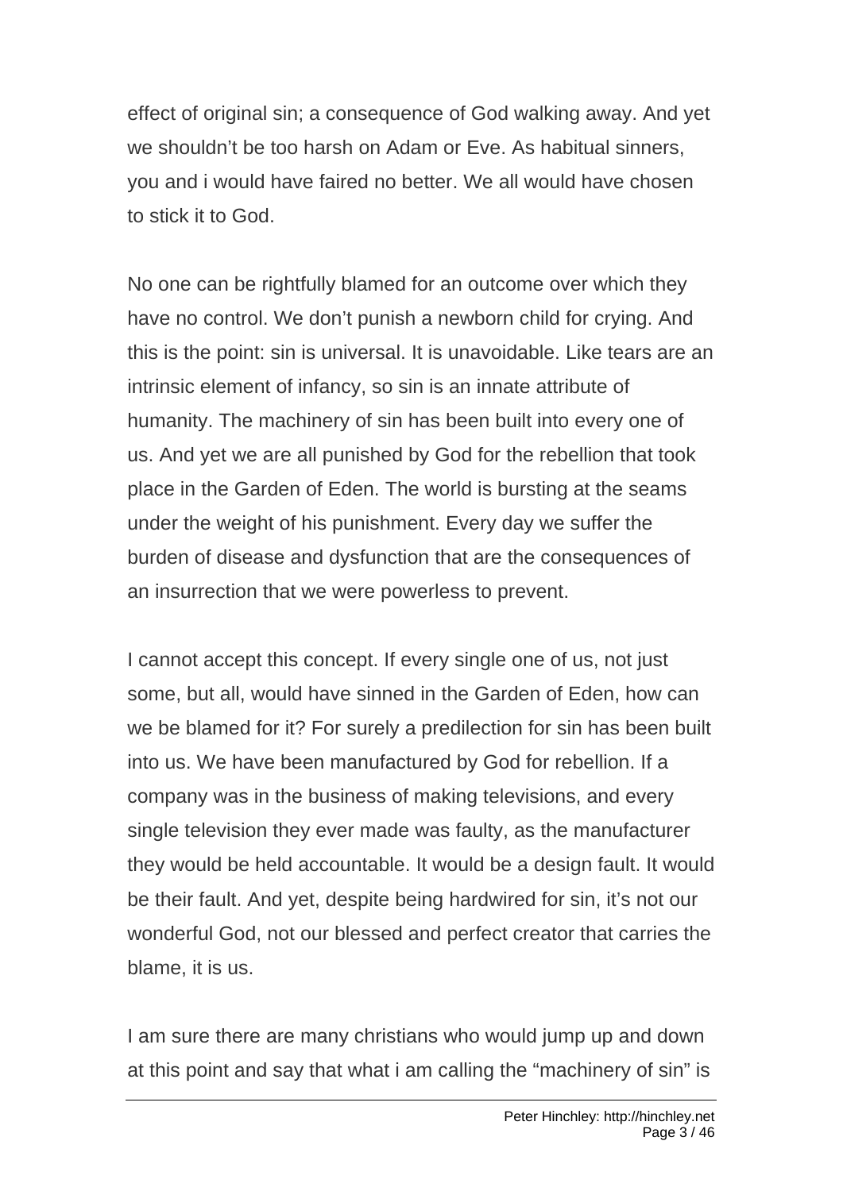effect of original sin; a consequence of God walking away. And yet we shouldn't be too harsh on Adam or Eve. As habitual sinners, you and i would have faired no better. We all would have chosen to stick it to God.

No one can be rightfully blamed for an outcome over which they have no control. We don't punish a newborn child for crying. And this is the point: sin is universal. It is unavoidable. Like tears are an intrinsic element of infancy, so sin is an innate attribute of humanity. The machinery of sin has been built into every one of us. And yet we are all punished by God for the rebellion that took place in the Garden of Eden. The world is bursting at the seams under the weight of his punishment. Every day we suffer the burden of disease and dysfunction that are the consequences of an insurrection that we were powerless to prevent.

I cannot accept this concept. If every single one of us, not just some, but all, would have sinned in the Garden of Eden, how can we be blamed for it? For surely a predilection for sin has been built into us. We have been manufactured by God for rebellion. If a company was in the business of making televisions, and every single television they ever made was faulty, as the manufacturer they would be held accountable. It would be a design fault. It would be their fault. And yet, despite being hardwired for sin, it's not our wonderful God, not our blessed and perfect creator that carries the blame, it is us.

I am sure there are many christians who would jump up and down at this point and say that what i am calling the "machinery of sin" is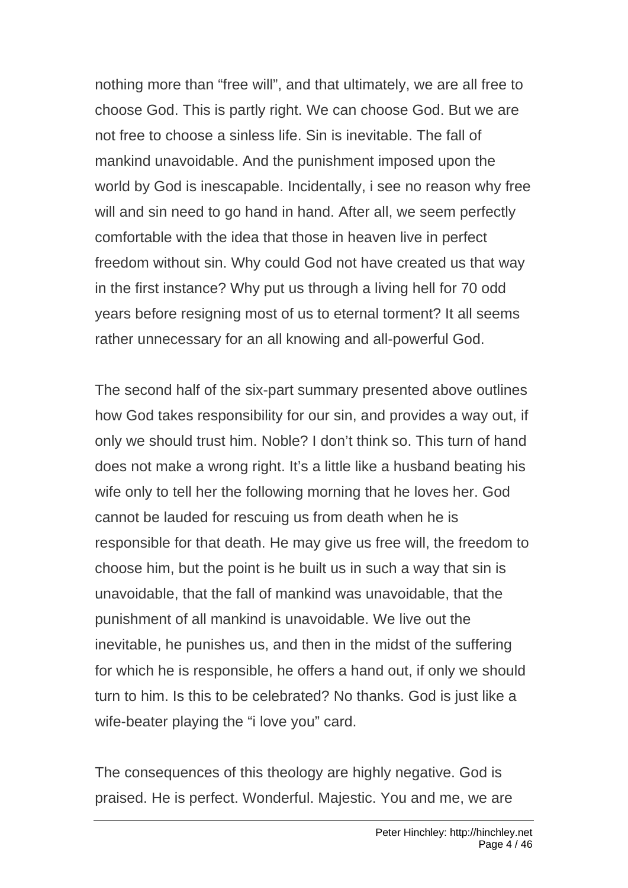nothing more than "free will", and that ultimately, we are all free to choose God. This is partly right. We can choose God. But we are not free to choose a sinless life. Sin is inevitable. The fall of mankind unavoidable. And the punishment imposed upon the world by God is inescapable. Incidentally, i see no reason why free will and sin need to go hand in hand. After all, we seem perfectly comfortable with the idea that those in heaven live in perfect freedom without sin. Why could God not have created us that way in the first instance? Why put us through a living hell for 70 odd years before resigning most of us to eternal torment? It all seems rather unnecessary for an all knowing and all-powerful God.

The second half of the six-part summary presented above outlines how God takes responsibility for our sin, and provides a way out, if only we should trust him. Noble? I don't think so. This turn of hand does not make a wrong right. It's a little like a husband beating his wife only to tell her the following morning that he loves her. God cannot be lauded for rescuing us from death when he is responsible for that death. He may give us free will, the freedom to choose him, but the point is he built us in such a way that sin is unavoidable, that the fall of mankind was unavoidable, that the punishment of all mankind is unavoidable. We live out the inevitable, he punishes us, and then in the midst of the suffering for which he is responsible, he offers a hand out, if only we should turn to him. Is this to be celebrated? No thanks. God is just like a wife-beater playing the "i love you" card.

The consequences of this theology are highly negative. God is praised. He is perfect. Wonderful. Majestic. You and me, we are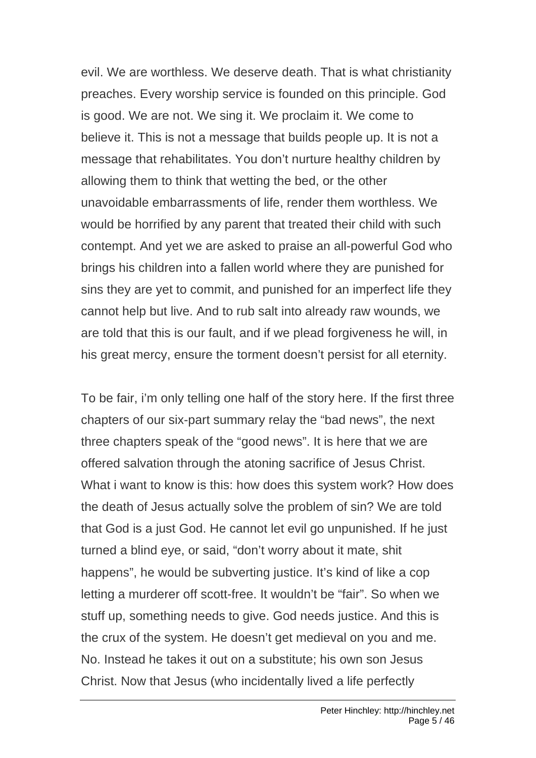evil. We are worthless. We deserve death. That is what christianity preaches. Every worship service is founded on this principle. God is good. We are not. We sing it. We proclaim it. We come to believe it. This is not a message that builds people up. It is not a message that rehabilitates. You don't nurture healthy children by allowing them to think that wetting the bed, or the other unavoidable embarrassments of life, render them worthless. We would be horrified by any parent that treated their child with such contempt. And yet we are asked to praise an all-powerful God who brings his children into a fallen world where they are punished for sins they are yet to commit, and punished for an imperfect life they cannot help but live. And to rub salt into already raw wounds, we are told that this is our fault, and if we plead forgiveness he will, in his great mercy, ensure the torment doesn't persist for all eternity.

To be fair, i'm only telling one half of the story here. If the first three chapters of our six-part summary relay the "bad news", the next three chapters speak of the "good news". It is here that we are offered salvation through the atoning sacrifice of Jesus Christ. What i want to know is this: how does this system work? How does the death of Jesus actually solve the problem of sin? We are told that God is a just God. He cannot let evil go unpunished. If he just turned a blind eye, or said, "don't worry about it mate, shit happens", he would be subverting justice. It's kind of like a cop letting a murderer off scott-free. It wouldn't be "fair". So when we stuff up, something needs to give. God needs justice. And this is the crux of the system. He doesn't get medieval on you and me. No. Instead he takes it out on a substitute; his own son Jesus Christ. Now that Jesus (who incidentally lived a life perfectly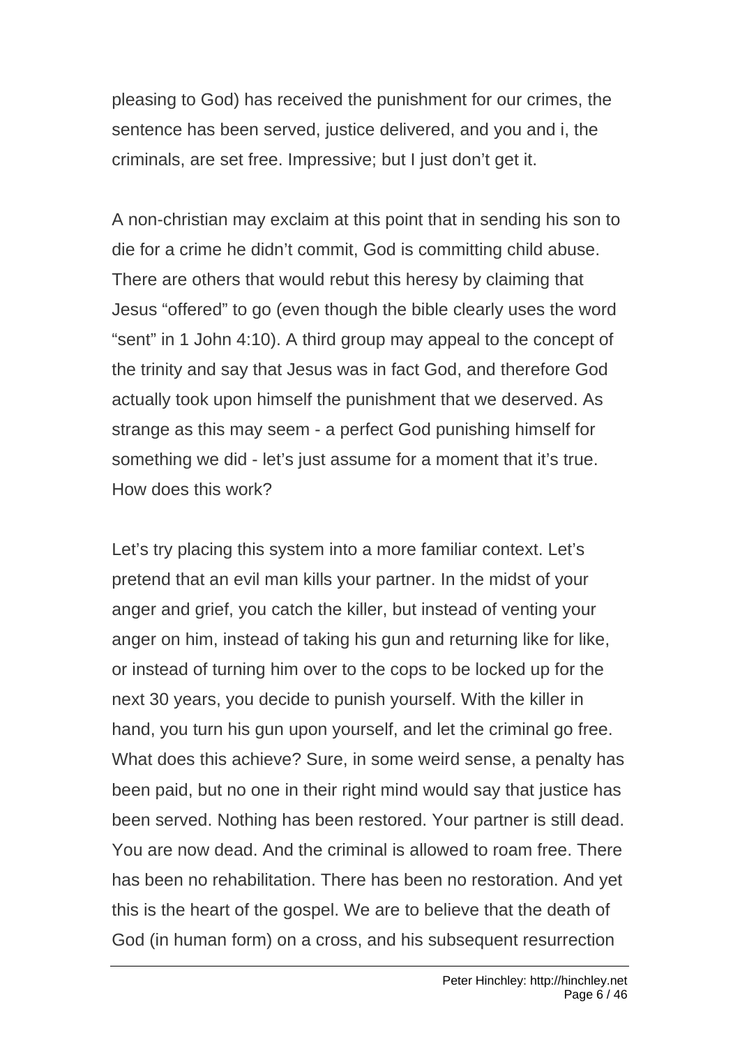pleasing to God) has received the punishment for our crimes, the sentence has been served, justice delivered, and you and i, the criminals, are set free. Impressive; but I just don't get it.

A non-christian may exclaim at this point that in sending his son to die for a crime he didn't commit, God is committing child abuse. There are others that would rebut this heresy by claiming that Jesus "offered" to go (even though the bible clearly uses the word "sent" in 1 John 4:10). A third group may appeal to the concept of the trinity and say that Jesus was in fact God, and therefore God actually took upon himself the punishment that we deserved. As strange as this may seem - a perfect God punishing himself for something we did - let's just assume for a moment that it's true. How does this work?

Let's try placing this system into a more familiar context. Let's pretend that an evil man kills your partner. In the midst of your anger and grief, you catch the killer, but instead of venting your anger on him, instead of taking his gun and returning like for like, or instead of turning him over to the cops to be locked up for the next 30 years, you decide to punish yourself. With the killer in hand, you turn his gun upon yourself, and let the criminal go free. What does this achieve? Sure, in some weird sense, a penalty has been paid, but no one in their right mind would say that justice has been served. Nothing has been restored. Your partner is still dead. You are now dead. And the criminal is allowed to roam free. There has been no rehabilitation. There has been no restoration. And yet this is the heart of the gospel. We are to believe that the death of God (in human form) on a cross, and his subsequent resurrection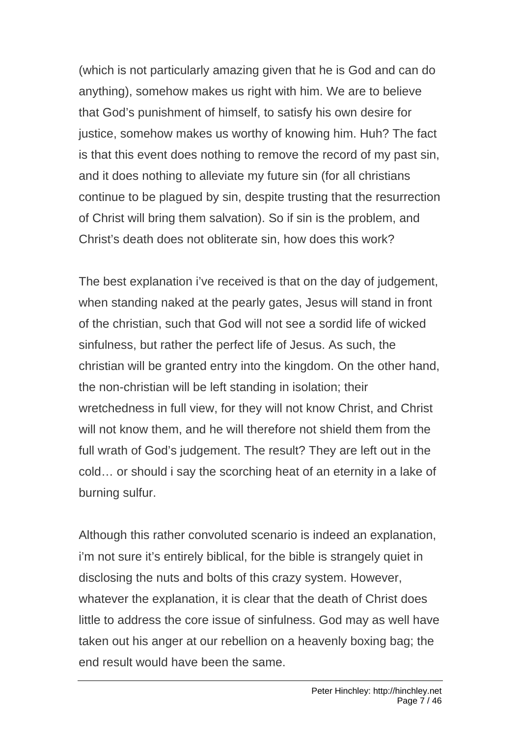(which is not particularly amazing given that he is God and can do anything), somehow makes us right with him. We are to believe that God's punishment of himself, to satisfy his own desire for justice, somehow makes us worthy of knowing him. Huh? The fact is that this event does nothing to remove the record of my past sin, and it does nothing to alleviate my future sin (for all christians continue to be plagued by sin, despite trusting that the resurrection of Christ will bring them salvation). So if sin is the problem, and Christ's death does not obliterate sin, how does this work?

The best explanation i've received is that on the day of judgement, when standing naked at the pearly gates, Jesus will stand in front of the christian, such that God will not see a sordid life of wicked sinfulness, but rather the perfect life of Jesus. As such, the christian will be granted entry into the kingdom. On the other hand, the non-christian will be left standing in isolation; their wretchedness in full view, for they will not know Christ, and Christ will not know them, and he will therefore not shield them from the full wrath of God's judgement. The result? They are left out in the cold… or should i say the scorching heat of an eternity in a lake of burning sulfur.

Although this rather convoluted scenario is indeed an explanation, i'm not sure it's entirely biblical, for the bible is strangely quiet in disclosing the nuts and bolts of this crazy system. However, whatever the explanation, it is clear that the death of Christ does little to address the core issue of sinfulness. God may as well have taken out his anger at our rebellion on a heavenly boxing bag; the end result would have been the same.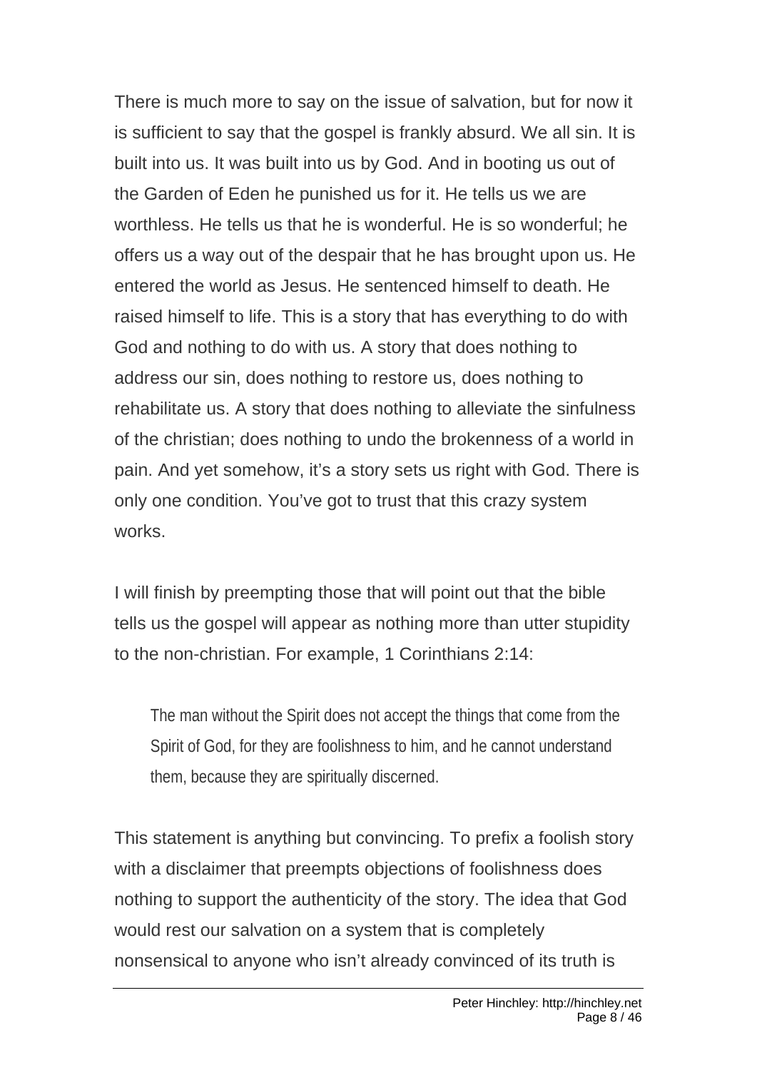There is much more to say on the issue of salvation, but for now it is sufficient to say that the gospel is frankly absurd. We all sin. It is built into us. It was built into us by God. And in booting us out of the Garden of Eden he punished us for it. He tells us we are worthless. He tells us that he is wonderful. He is so wonderful; he offers us a way out of the despair that he has brought upon us. He entered the world as Jesus. He sentenced himself to death. He raised himself to life. This is a story that has everything to do with God and nothing to do with us. A story that does nothing to address our sin, does nothing to restore us, does nothing to rehabilitate us. A story that does nothing to alleviate the sinfulness of the christian; does nothing to undo the brokenness of a world in pain. And yet somehow, it's a story sets us right with God. There is only one condition. You've got to trust that this crazy system works.

I will finish by preempting those that will point out that the bible tells us the gospel will appear as nothing more than utter stupidity to the non-christian. For example, 1 Corinthians 2:14:

> The man without the Spirit does not accept the things that come from the Spirit of God, for they are foolishness to him, and he cannot understand them, because they are spiritually discerned.

This statement is anything but convincing. To prefix a foolish story with a disclaimer that preempts objections of foolishness does nothing to support the authenticity of the story. The idea that God would rest our salvation on a system that is completely nonsensical to anyone who isn't already convinced of its truth is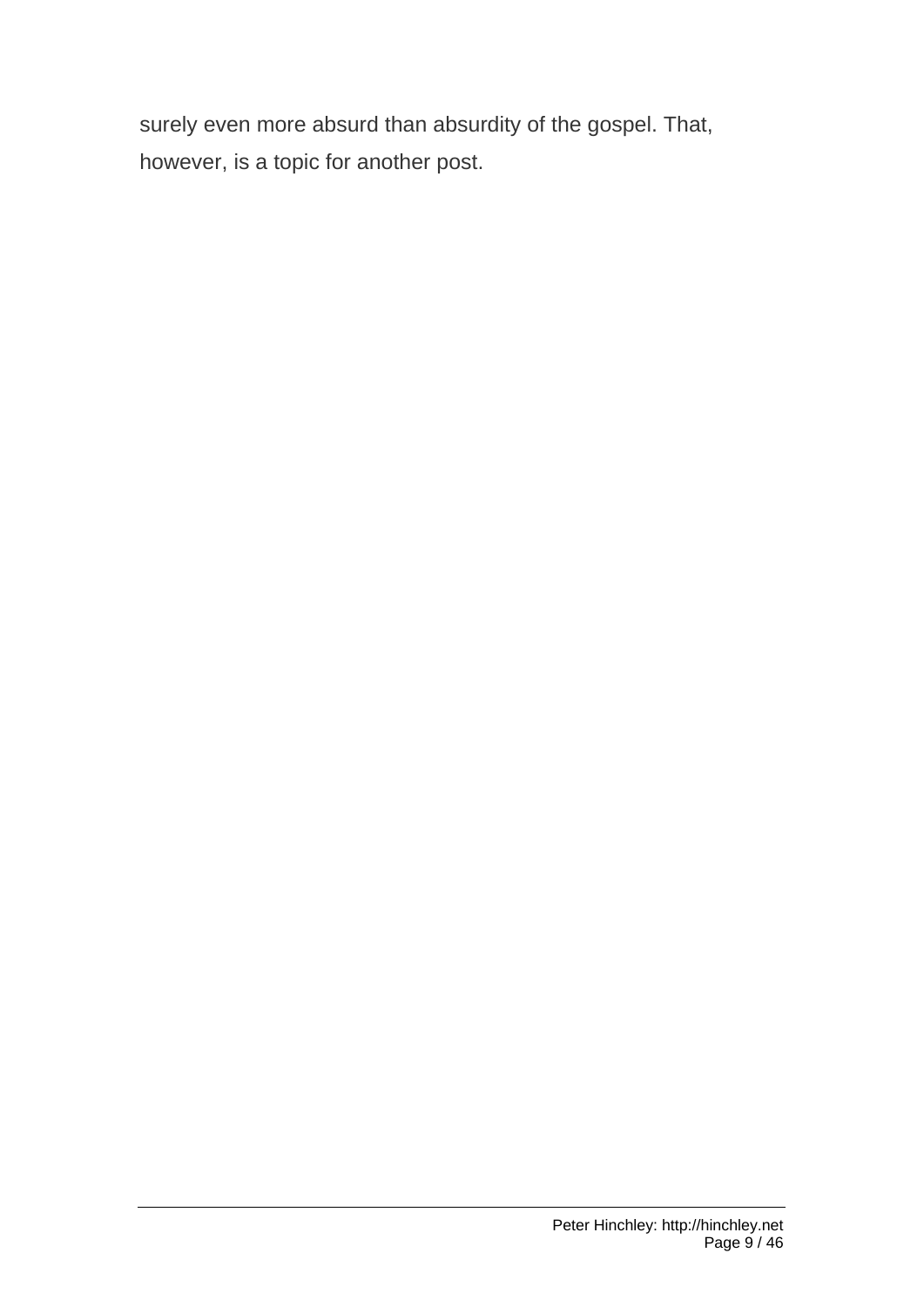surely even more absurd than absurdity of the gospel. That, however, is a topic for another post.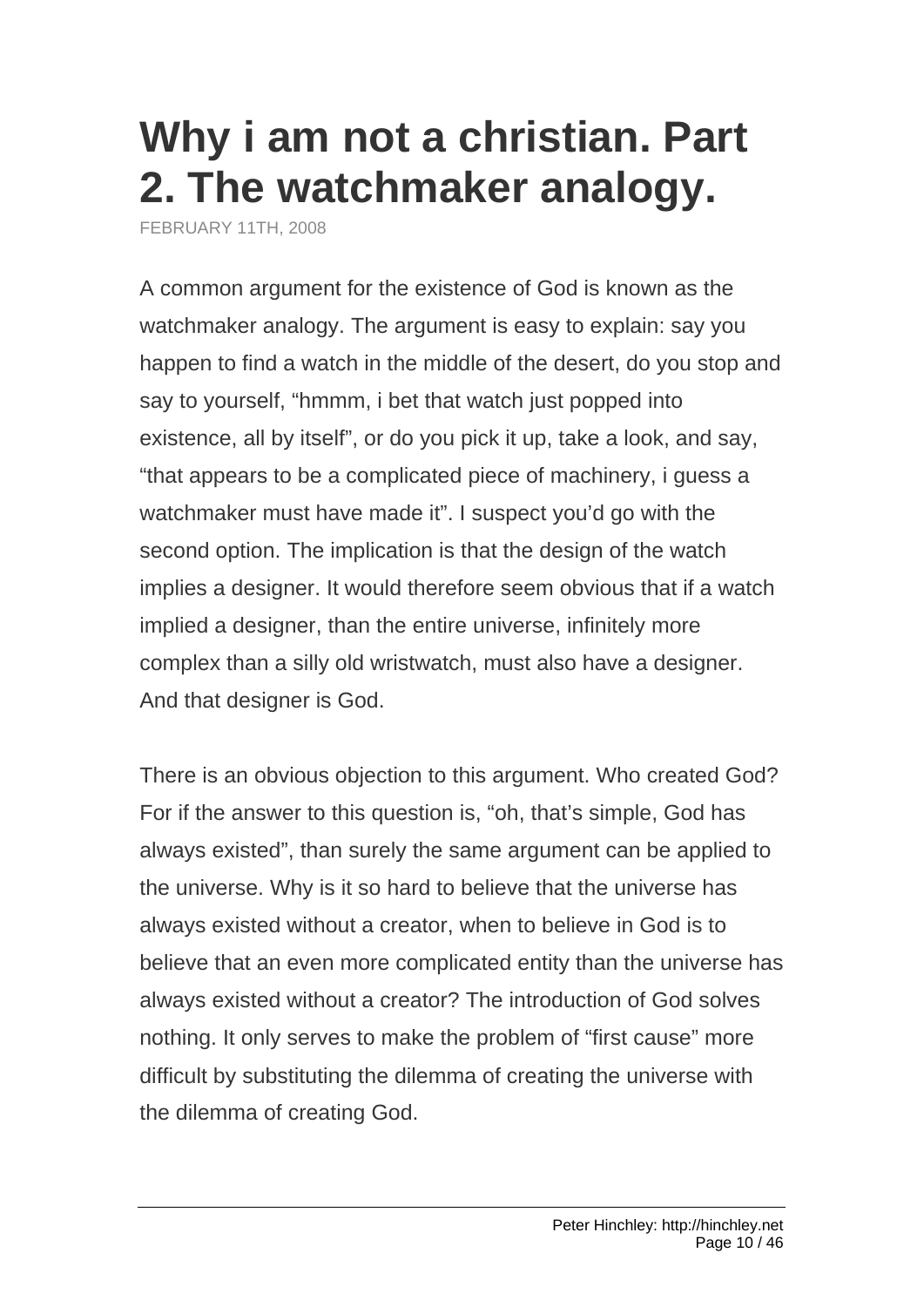# Why i am not a christian. Part 2. The watchmaker analogy.

FEBRUARY 11TH, 2008

A common argument for the existence of God is known as the watchmaker analogy. The argument is easy to explain: say you happen to find a watch in the middle of the desert, do you stop and say to yourself, “hmmm, i bet that watch just popped into existence, all by itself”, or do you pick it up, take a look, and say, “that appears to be a complicated piece of machinery, i guess a watchmaker must have made it”. I suspect you’d go with the second option. The implication is that the design of the watch implies a designer. It would therefore seem obvious that if a watch implied a designer, than the entire universe, infinitely more complex than a silly old wristwatch, must also have a designer. And that designer is God.

There is an obvious objection to this argument. Who created God? For if the answer to this question is, “oh, that’s simple, God has always existed”, than surely the same argument can be applied to the universe. Why is it so hard to believe that the universe has always existed without a creator, when to believe in God is to believe that an even more complicated entity than the universe has always existed without a creator? The introduction of God solves nothing. It only serves to make the problem of “first cause” more difficult by substituting the dilemma of creating the universe with the dilemma of creating God.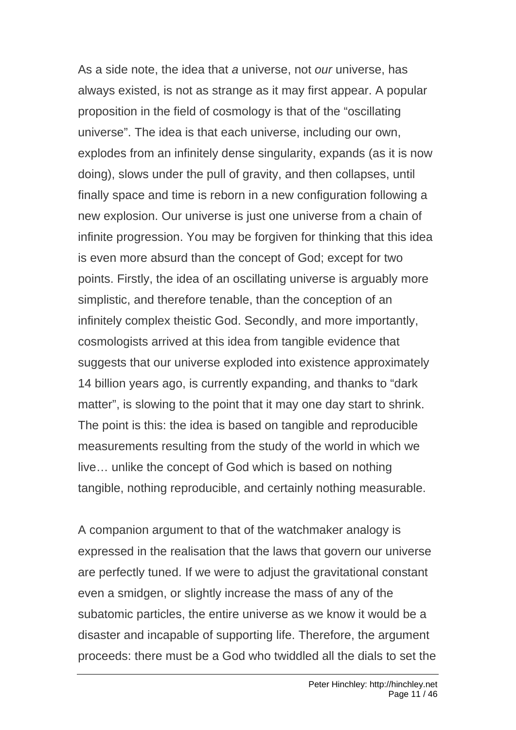As a side note, the idea that *a* universe, not *our* universe, has always existed, is not as strange as it may first appear. A popular proposition in the field of cosmology is that of the “oscillating universe”. The idea is that each universe, including our own, explodes from an infinitely dense singularity, expands (as it is now doing), slows under the pull of gravity, and then collapses, until finally space and time is reborn in a new configuration following a new explosion. Our universe is just one universe from a chain of infinite progression. You may be forgiven for thinking that this idea is even more absurd than the concept of God; except for two points. Firstly, the idea of an oscillating universe is arguably more simplistic, and therefore tenable, than the conception of an infinitely complex theistic God. Secondly, and more importantly, cosmologists arrived at this idea from tangible evidence that suggests that our universe exploded into existence approximately 14 billion years ago, is currently expanding, and thanks to “dark matter”, is slowing to the point that it may one day start to shrink. The point is this: the idea is based on tangible and reproducible measurements resulting from the study of the world in which we live… unlike the concept of God which is based on nothing tangible, nothing reproducible, and certainly nothing measurable.

A companion argument to that of the watchmaker analogy is expressed in the realisation that the laws that govern our universe are perfectly tuned. If we were to adjust the gravitational constant even a smidgen, or slightly increase the mass of any of the subatomic particles, the entire universe as we know it would be a disaster and incapable of supporting life. Therefore, the argument proceeds: there must be a God who twiddled all the dials to set the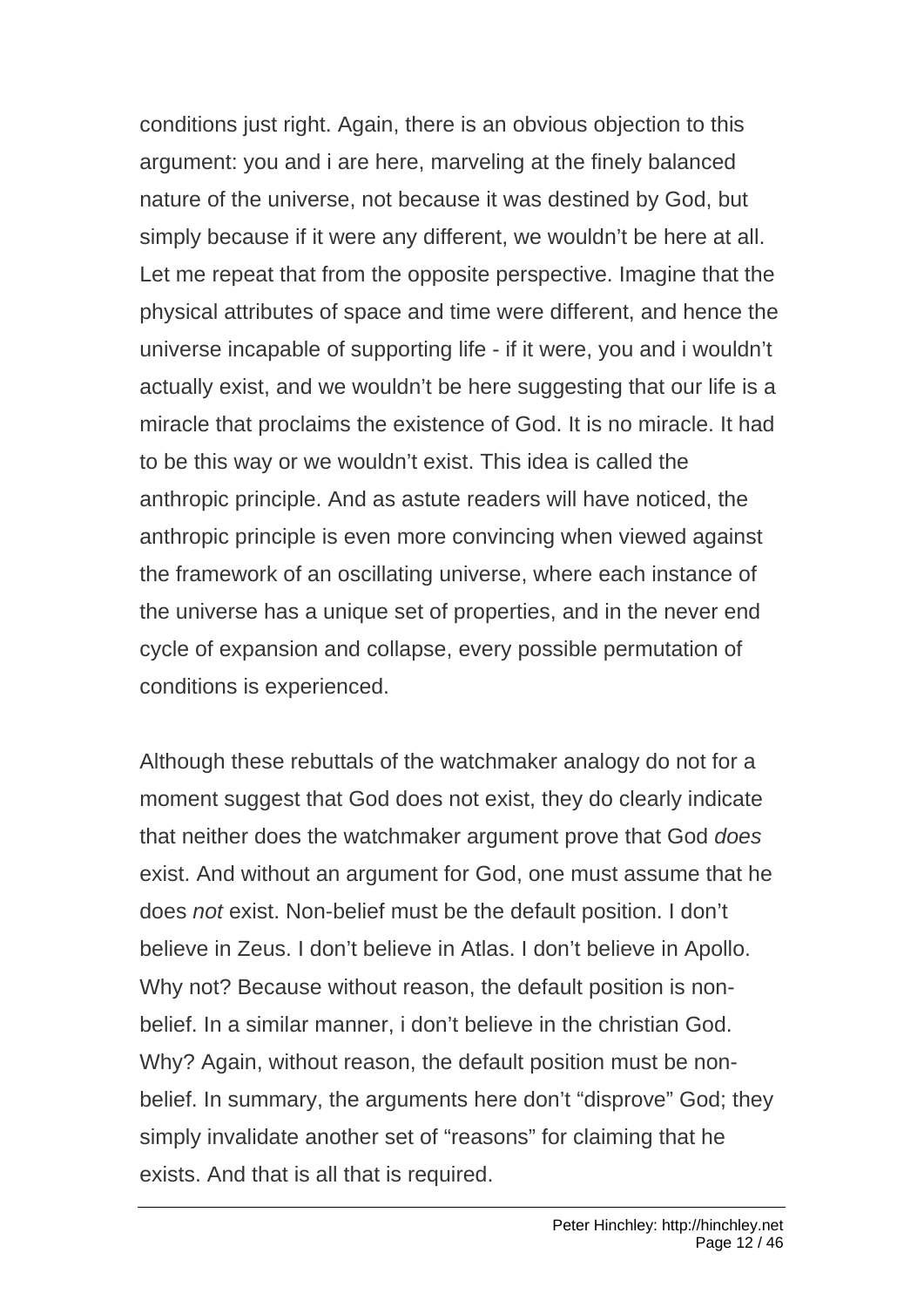conditions just right. Again, there is an obvious objection to this argument: you and i are here, marveling at the finely balanced nature of the universe, not because it was destined by God, but simply because if it were any different, we wouldn't be here at all. Let me repeat that from the opposite perspective. Imagine that the physical attributes of space and time were different, and hence the universe incapable of supporting life - if it were, you and i wouldn't actually exist, and we wouldn't be here suggesting that our life is a miracle that proclaims the existence of God. It is no miracle. It had to be this way or we wouldn't exist. This idea is called the anthropic principle. And as astute readers will have noticed, the anthropic principle is even more convincing when viewed against the framework of an oscillating universe, where each instance of the universe has a unique set of properties, and in the never end cycle of expansion and collapse, every possible permutation of conditions is experienced.

Although these rebuttals of the watchmaker analogy do not for a moment suggest that God does not exist, they do clearly indicate that neither does the watchmaker argument prove that God *does* exist. And without an argument for God, one must assume that he does *not* exist. Non-belief must be the default position. I don't believe in Zeus. I don't believe in Atlas. I don't believe in Apollo. Why not? Because without reason, the default position is non-belief. In a similar manner, i don't believe in the christian God. Why? Again, without reason, the default position must be non-belief. In summary, the arguments here don't "disprove" God; they simply invalidate another set of "reasons" for claiming that he exists. And that is all that is required.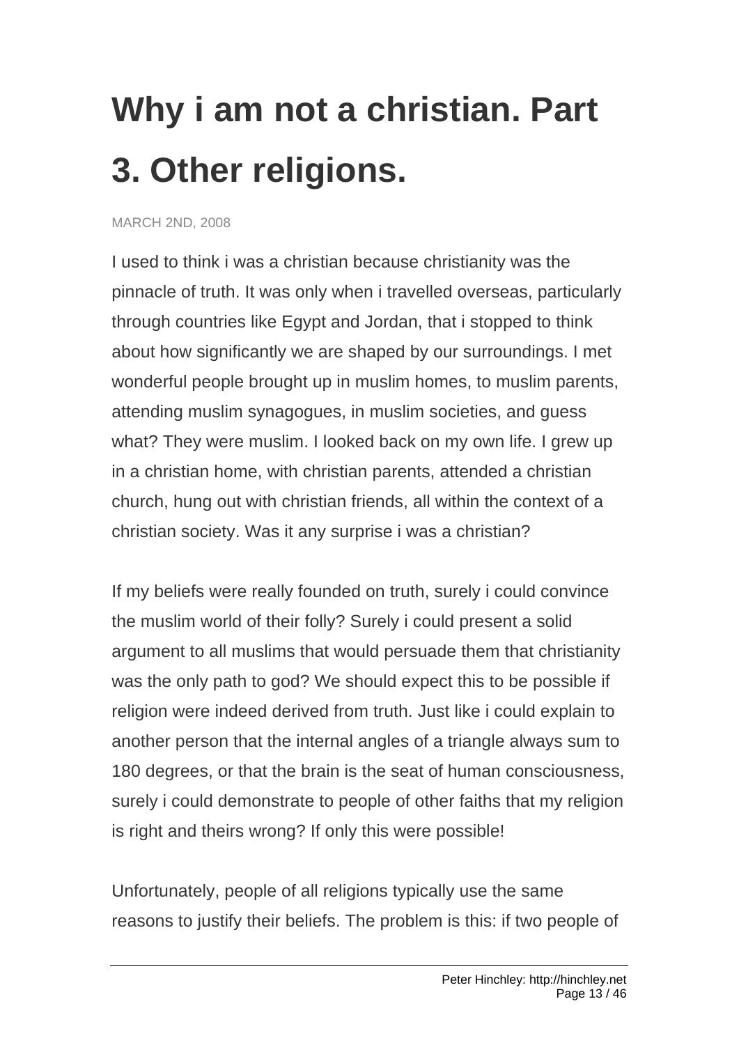# Why i am not a christian. Part 3. Other religions.

MARCH 2ND, 2008

I used to think i was a christian because christianity was the pinnacle of truth. It was only when i travelled overseas, particularly through countries like Egypt and Jordan, that i stopped to think about how significantly we are shaped by our surroundings. I met wonderful people brought up in muslim homes, to muslim parents, attending muslim synagogues, in muslim societies, and guess what? They were muslim. I looked back on my own life. I grew up in a christian home, with christian parents, attended a christian church, hung out with christian friends, all within the context of a christian society. Was it any surprise i was a christian?

If my beliefs were really founded on truth, surely i could convince the muslim world of their folly? Surely i could present a solid argument to all muslims that would persuade them that christianity was the only path to god? We should expect this to be possible if religion were indeed derived from truth. Just like i could explain to another person that the internal angles of a triangle always sum to 180 degrees, or that the brain is the seat of human consciousness, surely i could demonstrate to people of other faiths that my religion is right and theirs wrong? If only this were possible!

Unfortunately, people of all religions typically use the same reasons to justify their beliefs. The problem is this: if two people of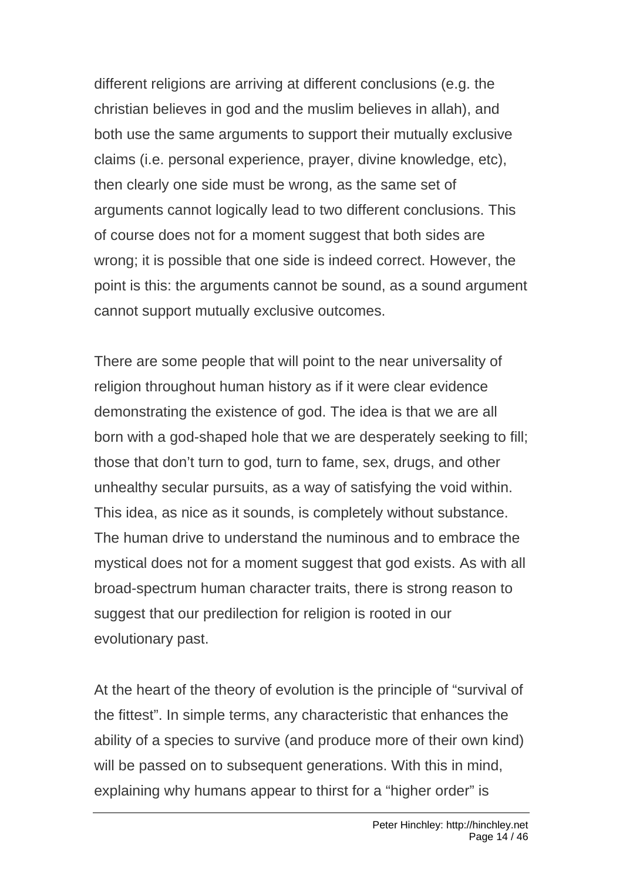different religions are arriving at different conclusions (e.g. the christian believes in god and the muslim believes in allah), and both use the same arguments to support their mutually exclusive claims (i.e. personal experience, prayer, divine knowledge, etc), then clearly one side must be wrong, as the same set of arguments cannot logically lead to two different conclusions. This of course does not for a moment suggest that both sides are wrong; it is possible that one side is indeed correct. However, the point is this: the arguments cannot be sound, as a sound argument cannot support mutually exclusive outcomes.

There are some people that will point to the near universality of religion throughout human history as if it were clear evidence demonstrating the existence of god. The idea is that we are all born with a god-shaped hole that we are desperately seeking to fill; those that don't turn to god, turn to fame, sex, drugs, and other unhealthy secular pursuits, as a way of satisfying the void within. This idea, as nice as it sounds, is completely without substance. The human drive to understand the numinous and to embrace the mystical does not for a moment suggest that god exists. As with all broad-spectrum human character traits, there is strong reason to suggest that our predilection for religion is rooted in our evolutionary past.

At the heart of the theory of evolution is the principle of "survival of the fittest". In simple terms, any characteristic that enhances the ability of a species to survive (and produce more of their own kind) will be passed on to subsequent generations. With this in mind, explaining why humans appear to thirst for a "higher order" is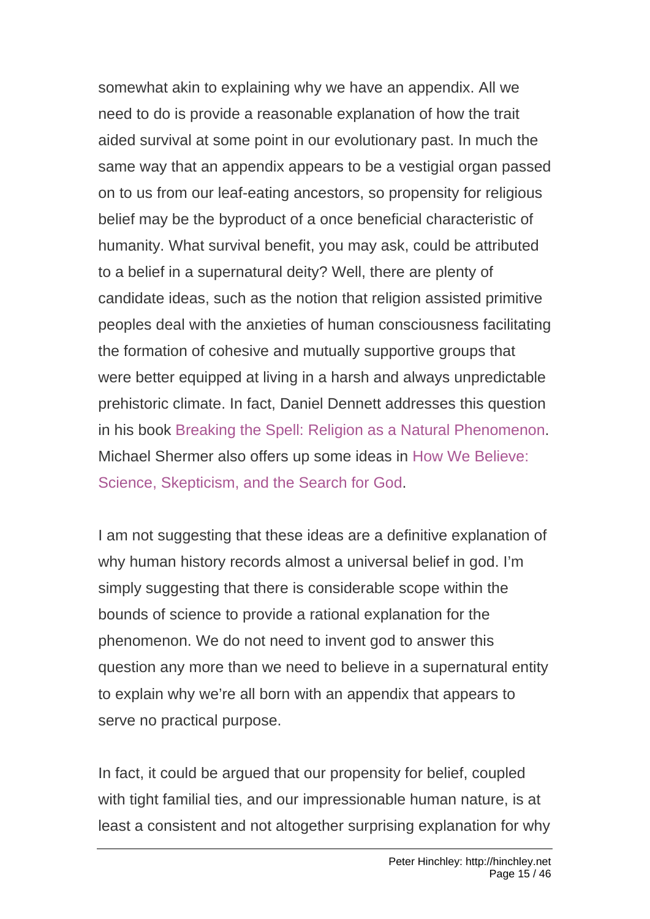somewhat akin to explaining why we have an appendix. All we need to do is provide a reasonable explanation of how the trait aided survival at some point in our evolutionary past. In much the same way that an appendix appears to be a vestigial organ passed on to us from our leaf-eating ancestors, so propensity for religious belief may be the byproduct of a once beneficial characteristic of humanity. What survival benefit, you may ask, could be attributed to a belief in a supernatural deity? Well, there are plenty of candidate ideas, such as the notion that religion assisted primitive peoples deal with the anxieties of human consciousness facilitating the formation of cohesive and mutually supportive groups that were better equipped at living in a harsh and always unpredictable prehistoric climate. In fact, Daniel Dennett addresses this question in his book Breaking the Spell: Religion as a Natural Phenomenon. Michael Shermer also offers up some ideas in How We Believe: Science, Skepticism, and the Search for God.

I am not suggesting that these ideas are a definitive explanation of why human history records almost a universal belief in god. I'm simply suggesting that there is considerable scope within the bounds of science to provide a rational explanation for the phenomenon. We do not need to invent god to answer this question any more than we need to believe in a supernatural entity to explain why we're all born with an appendix that appears to serve no practical purpose.

In fact, it could be argued that our propensity for belief, coupled with tight familial ties, and our impressionable human nature, is at least a consistent and not altogether surprising explanation for why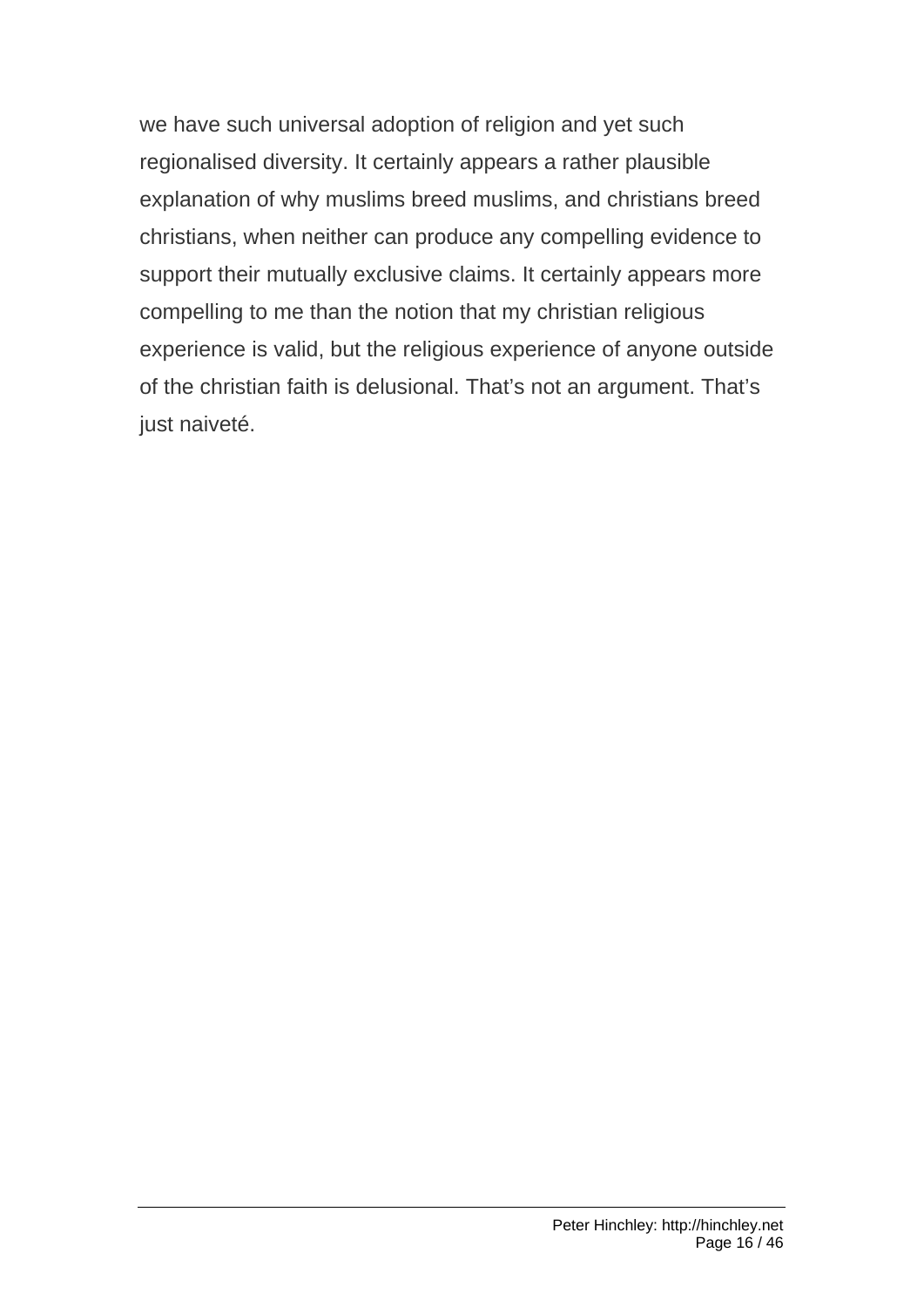we have such universal adoption of religion and yet such regionalised diversity. It certainly appears a rather plausible explanation of why muslims breed muslims, and christians breed christians, when neither can produce any compelling evidence to support their mutually exclusive claims. It certainly appears more compelling to me than the notion that my christian religious experience is valid, but the religious experience of anyone outside of the christian faith is delusional. That's not an argument. That's just naiveté.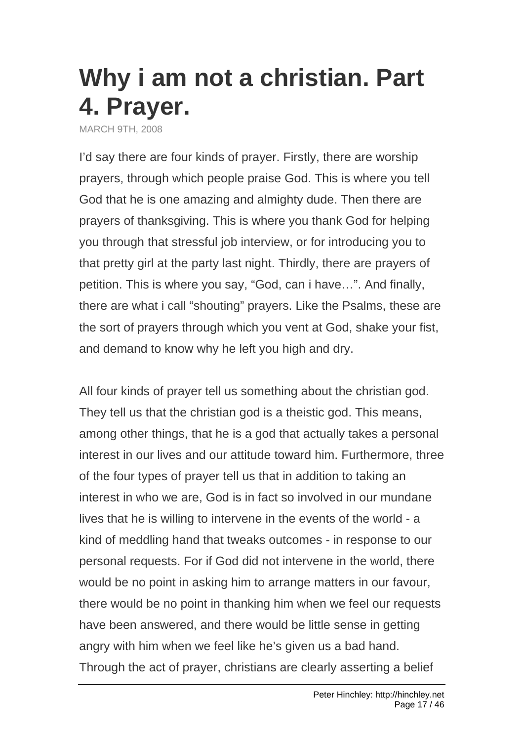# Why i am not a christian. Part 4. Prayer.

MARCH 9TH, 2008

I'd say there are four kinds of prayer. Firstly, there are worship prayers, through which people praise God. This is where you tell God that he is one amazing and almighty dude. Then there are prayers of thanksgiving. This is where you thank God for helping you through that stressful job interview, or for introducing you to that pretty girl at the party last night. Thirdly, there are prayers of petition. This is where you say, "God, can i have…". And finally, there are what i call "shouting" prayers. Like the Psalms, these are the sort of prayers through which you vent at God, shake your fist, and demand to know why he left you high and dry.

All four kinds of prayer tell us something about the christian god. They tell us that the christian god is a theistic god. This means, among other things, that he is a god that actually takes a personal interest in our lives and our attitude toward him. Furthermore, three of the four types of prayer tell us that in addition to taking an interest in who we are, God is in fact so involved in our mundane lives that he is willing to intervene in the events of the world - a kind of meddling hand that tweaks outcomes - in response to our personal requests. For if God did not intervene in the world, there would be no point in asking him to arrange matters in our favour, there would be no point in thanking him when we feel our requests have been answered, and there would be little sense in getting angry with him when we feel like he's given us a bad hand. Through the act of prayer, christians are clearly asserting a belief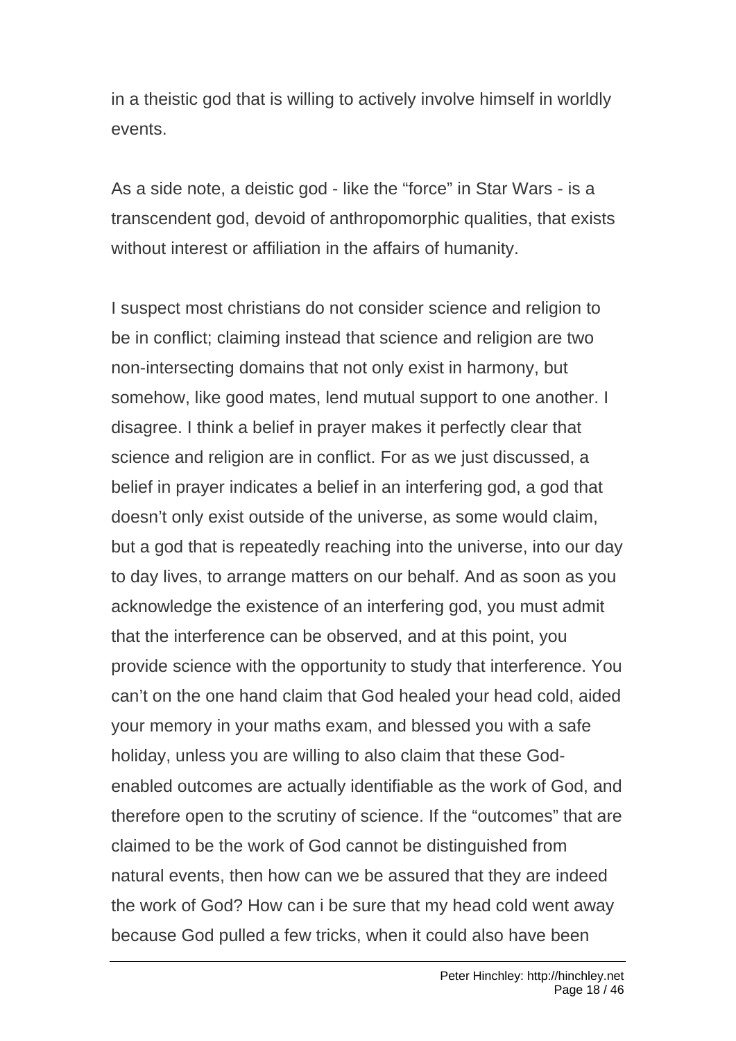in a theistic god that is willing to actively involve himself in worldly events.

As a side note, a deistic god - like the “force” in Star Wars - is a transcendent god, devoid of anthropomorphic qualities, that exists without interest or affiliation in the affairs of humanity.

I suspect most christians do not consider science and religion to be in conflict; claiming instead that science and religion are two non-intersecting domains that not only exist in harmony, but somehow, like good mates, lend mutual support to one another. I disagree. I think a belief in prayer makes it perfectly clear that science and religion are in conflict. For as we just discussed, a belief in prayer indicates a belief in an interfering god, a god that doesn’t only exist outside of the universe, as some would claim, but a god that is repeatedly reaching into the universe, into our day to day lives, to arrange matters on our behalf. And as soon as you acknowledge the existence of an interfering god, you must admit that the interference can be observed, and at this point, you provide science with the opportunity to study that interference. You can’t on the one hand claim that God healed your head cold, aided your memory in your maths exam, and blessed you with a safe holiday, unless you are willing to also claim that these God-enabled outcomes are actually identifiable as the work of God, and therefore open to the scrutiny of science. If the “outcomes” that are claimed to be the work of God cannot be distinguished from natural events, then how can we be assured that they are indeed the work of God? How can i be sure that my head cold went away because God pulled a few tricks, when it could also have been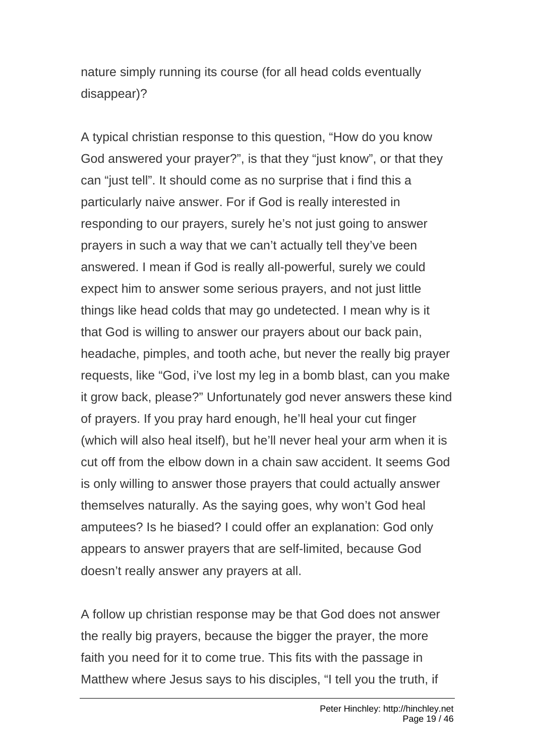nature simply running its course (for all head colds eventually disappear)?

A typical christian response to this question, “How do you know God answered your prayer?”, is that they “just know”, or that they can “just tell”. It should come as no surprise that i find this a particularly naive answer. For if God is really interested in responding to our prayers, surely he’s not just going to answer prayers in such a way that we can’t actually tell they’ve been answered. I mean if God is really all-powerful, surely we could expect him to answer some serious prayers, and not just little things like head colds that may go undetected. I mean why is it that God is willing to answer our prayers about our back pain, headache, pimples, and tooth ache, but never the really big prayer requests, like “God, i’ve lost my leg in a bomb blast, can you make it grow back, please?” Unfortunately god never answers these kind of prayers. If you pray hard enough, he’ll heal your cut finger (which will also heal itself), but he’ll never heal your arm when it is cut off from the elbow down in a chain saw accident. It seems God is only willing to answer those prayers that could actually answer themselves naturally. As the saying goes, why won’t God heal amputees? Is he biased? I could offer an explanation: God only appears to answer prayers that are self-limited, because God doesn’t really answer any prayers at all.

A follow up christian response may be that God does not answer the really big prayers, because the bigger the prayer, the more faith you need for it to come true. This fits with the passage in Matthew where Jesus says to his disciples, “I tell you the truth, if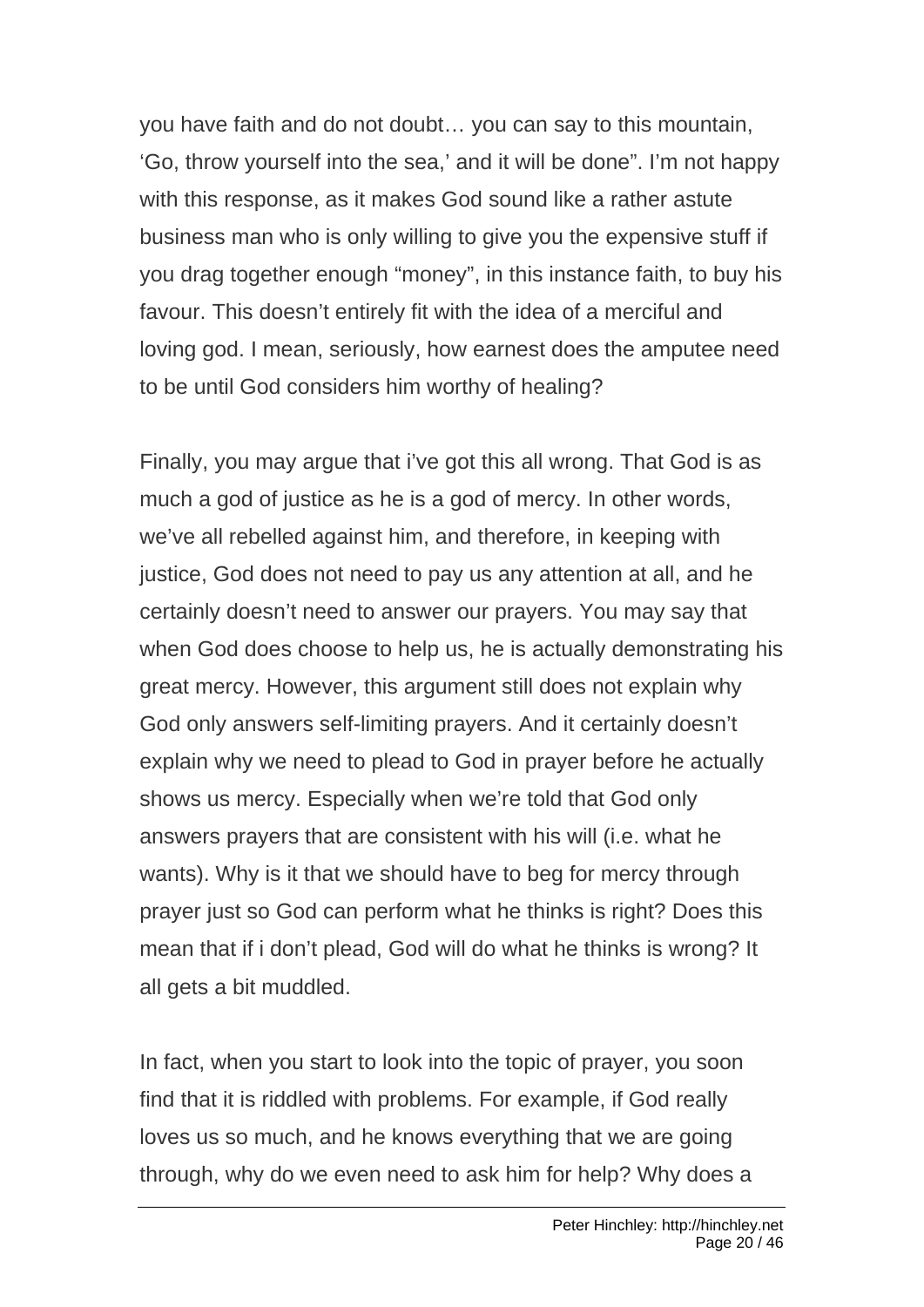you have faith and do not doubt… you can say to this mountain, 'Go, throw yourself into the sea,' and it will be done". I'm not happy with this response, as it makes God sound like a rather astute business man who is only willing to give you the expensive stuff if you drag together enough "money", in this instance faith, to buy his favour. This doesn't entirely fit with the idea of a merciful and loving god. I mean, seriously, how earnest does the amputee need to be until God considers him worthy of healing?

Finally, you may argue that i've got this all wrong. That God is as much a god of justice as he is a god of mercy. In other words, we've all rebelled against him, and therefore, in keeping with justice, God does not need to pay us any attention at all, and he certainly doesn't need to answer our prayers. You may say that when God does choose to help us, he is actually demonstrating his great mercy. However, this argument still does not explain why God only answers self-limiting prayers. And it certainly doesn't explain why we need to plead to God in prayer before he actually shows us mercy. Especially when we're told that God only answers prayers that are consistent with his will (i.e. what he wants). Why is it that we should have to beg for mercy through prayer just so God can perform what he thinks is right? Does this mean that if i don't plead, God will do what he thinks is wrong? It all gets a bit muddled.

In fact, when you start to look into the topic of prayer, you soon find that it is riddled with problems. For example, if God really loves us so much, and he knows everything that we are going through, why do we even need to ask him for help? Why does a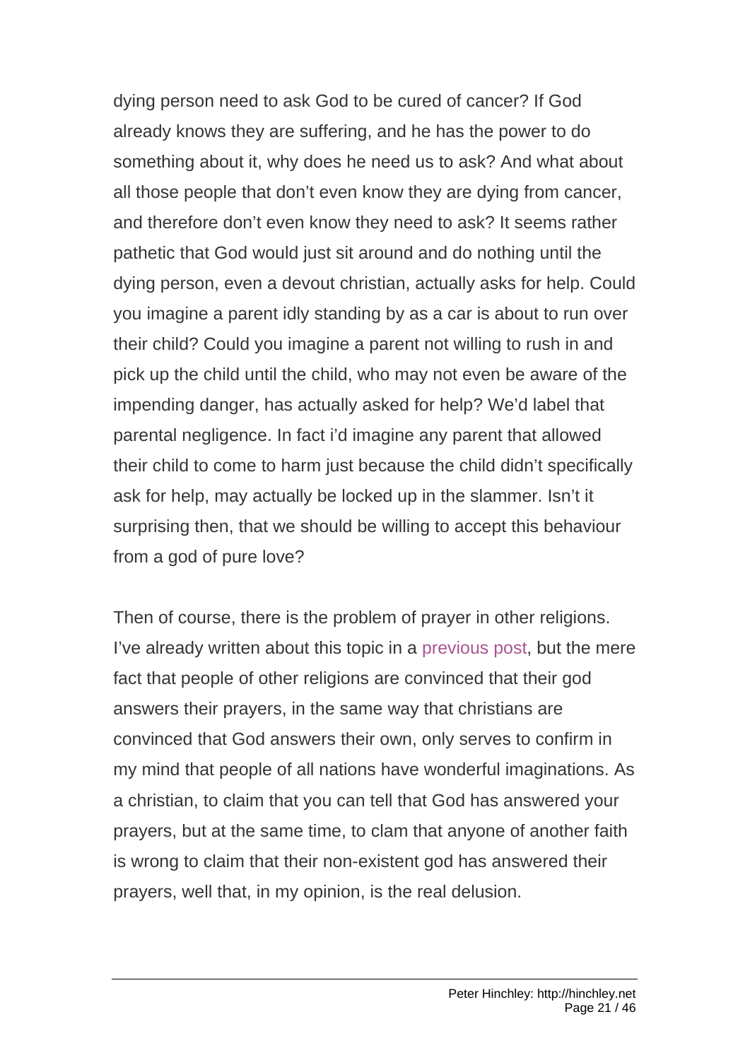dying person need to ask God to be cured of cancer? If God already knows they are suffering, and he has the power to do something about it, why does he need us to ask? And what about all those people that don't even know they are dying from cancer, and therefore don't even know they need to ask? It seems rather pathetic that God would just sit around and do nothing until the dying person, even a devout christian, actually asks for help. Could you imagine a parent idly standing by as a car is about to run over their child? Could you imagine a parent not willing to rush in and pick up the child until the child, who may not even be aware of the impending danger, has actually asked for help? We'd label that parental negligence. In fact i'd imagine any parent that allowed their child to come to harm just because the child didn't specifically ask for help, may actually be locked up in the slammer. Isn't it surprising then, that we should be willing to accept this behaviour from a god of pure love?

Then of course, there is the problem of prayer in other religions. I've already written about this topic in a previous post, but the mere fact that people of other religions are convinced that their god answers their prayers, in the same way that christians are convinced that God answers their own, only serves to confirm in my mind that people of all nations have wonderful imaginations. As a christian, to claim that you can tell that God has answered your prayers, but at the same time, to clam that anyone of another faith is wrong to claim that their non-existent god has answered their prayers, well that, in my opinion, is the real delusion.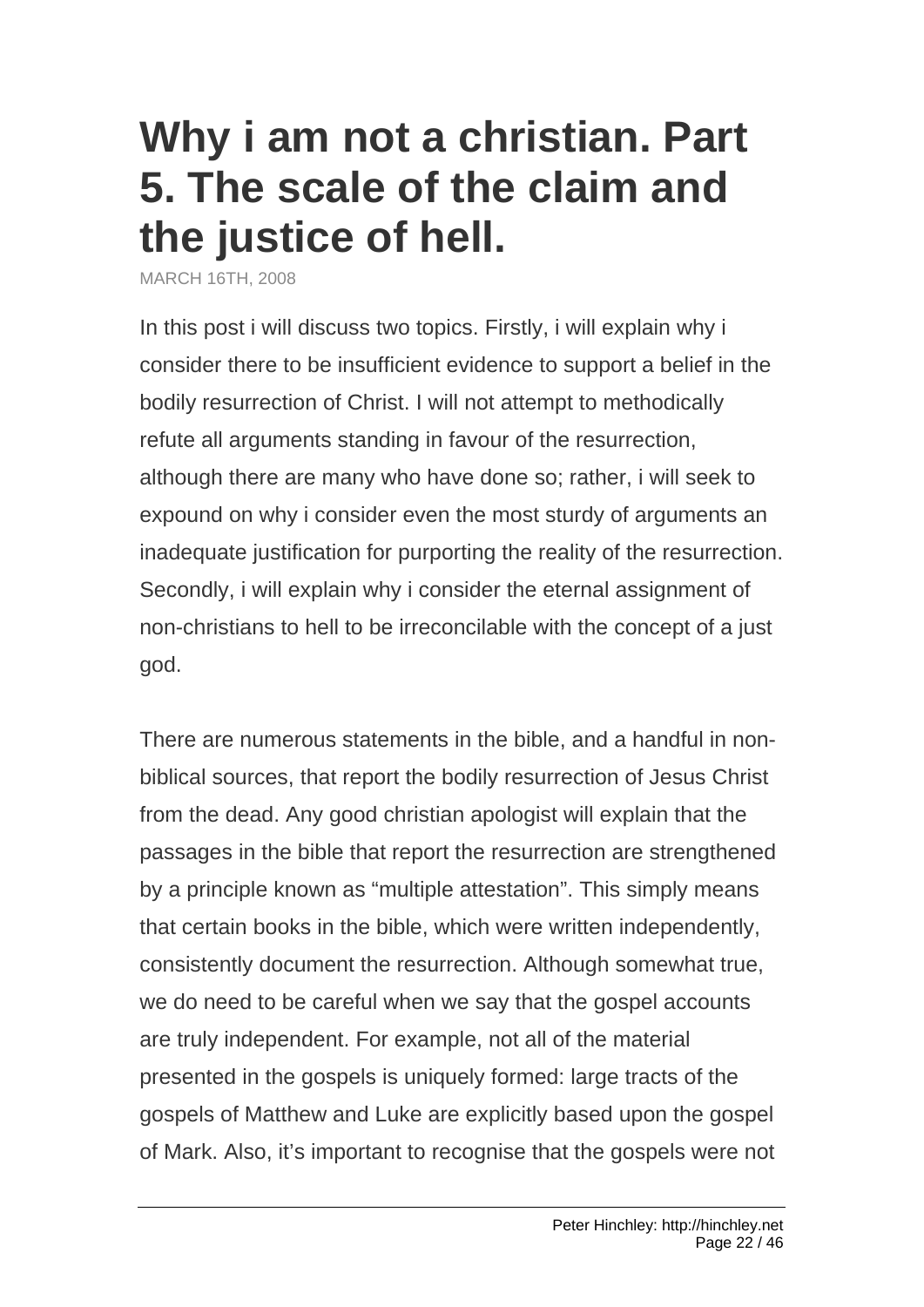# Why i am not a christian. Part 5. The scale of the claim and the justice of hell.

MARCH 16TH, 2008

In this post i will discuss two topics. Firstly, i will explain why i consider there to be insufficient evidence to support a belief in the bodily resurrection of Christ. I will not attempt to methodically refute all arguments standing in favour of the resurrection, although there are many who have done so; rather, i will seek to expound on why i consider even the most sturdy of arguments an inadequate justification for purporting the reality of the resurrection. Secondly, i will explain why i consider the eternal assignment of non-christians to hell to be irreconcilable with the concept of a just god.

There are numerous statements in the bible, and a handful in non-biblical sources, that report the bodily resurrection of Jesus Christ from the dead. Any good christian apologist will explain that the passages in the bible that report the resurrection are strengthened by a principle known as "multiple attestation". This simply means that certain books in the bible, which were written independently, consistently document the resurrection. Although somewhat true, we do need to be careful when we say that the gospel accounts are truly independent. For example, not all of the material presented in the gospels is uniquely formed: large tracts of the gospels of Matthew and Luke are explicitly based upon the gospel of Mark. Also, it's important to recognise that the gospels were not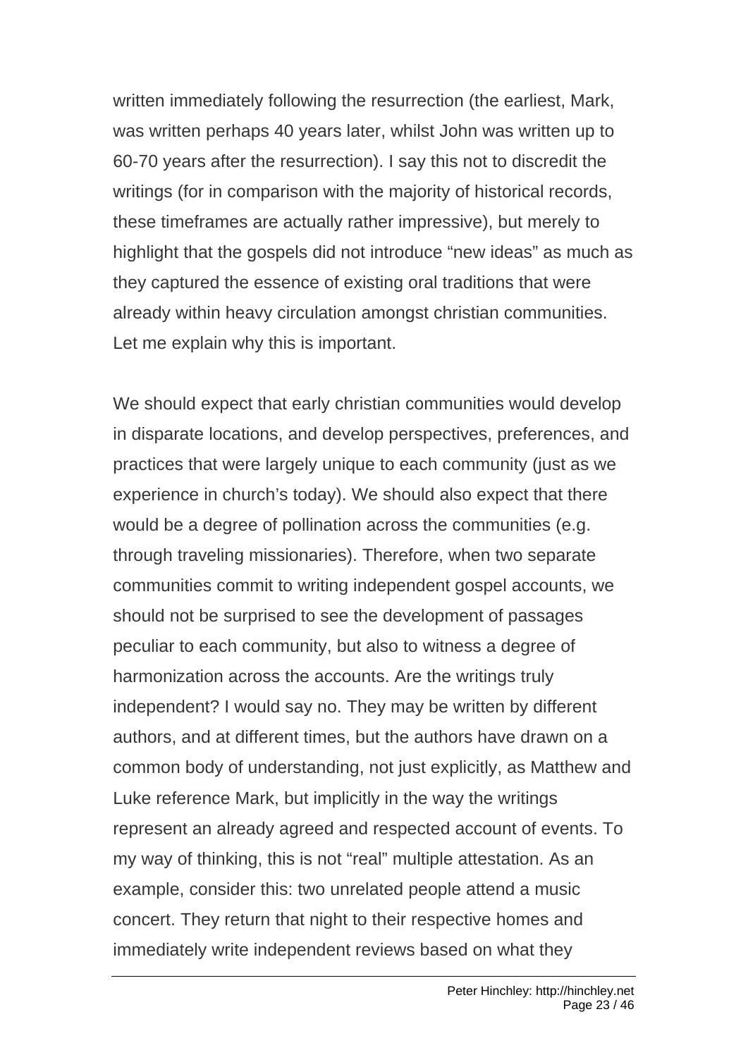written immediately following the resurrection (the earliest, Mark, was written perhaps 40 years later, whilst John was written up to 60-70 years after the resurrection). I say this not to discredit the writings (for in comparison with the majority of historical records, these timeframes are actually rather impressive), but merely to highlight that the gospels did not introduce “new ideas” as much as they captured the essence of existing oral traditions that were already within heavy circulation amongst christian communities. Let me explain why this is important.

We should expect that early christian communities would develop in disparate locations, and develop perspectives, preferences, and practices that were largely unique to each community (just as we experience in church’s today). We should also expect that there would be a degree of pollination across the communities (e.g. through traveling missionaries). Therefore, when two separate communities commit to writing independent gospel accounts, we should not be surprised to see the development of passages peculiar to each community, but also to witness a degree of harmonization across the accounts. Are the writings truly independent? I would say no. They may be written by different authors, and at different times, but the authors have drawn on a common body of understanding, not just explicitly, as Matthew and Luke reference Mark, but implicitly in the way the writings represent an already agreed and respected account of events. To my way of thinking, this is not “real” multiple attestation. As an example, consider this: two unrelated people attend a music concert. They return that night to their respective homes and immediately write independent reviews based on what they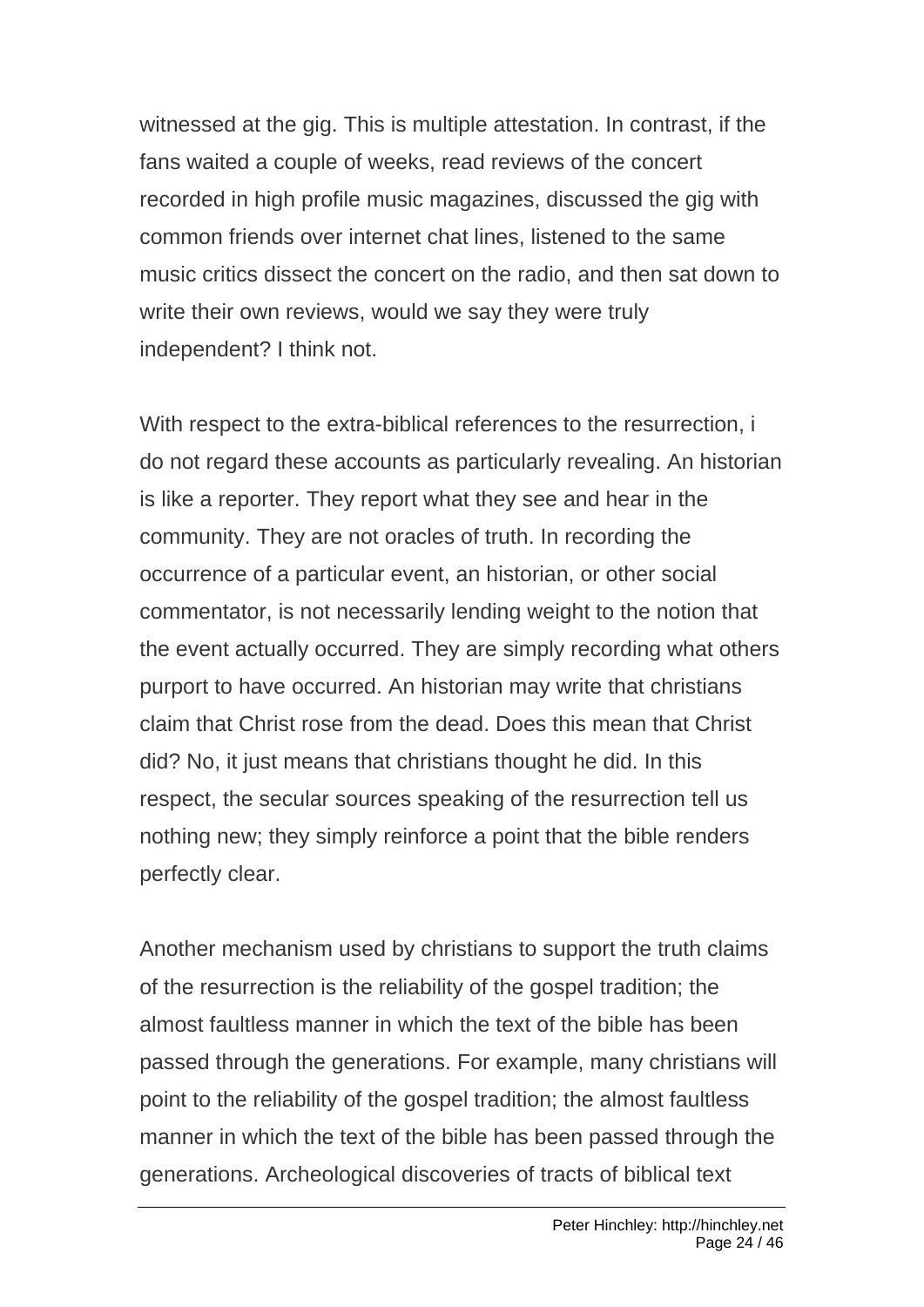witnessed at the gig. This is multiple attestation. In contrast, if the fans waited a couple of weeks, read reviews of the concert recorded in high profile music magazines, discussed the gig with common friends over internet chat lines, listened to the same music critics dissect the concert on the radio, and then sat down to write their own reviews, would we say they were truly independent? I think not.

With respect to the extra-biblical references to the resurrection, i do not regard these accounts as particularly revealing. An historian is like a reporter. They report what they see and hear in the community. They are not oracles of truth. In recording the occurrence of a particular event, an historian, or other social commentator, is not necessarily lending weight to the notion that the event actually occurred. They are simply recording what others purport to have occurred. An historian may write that christians claim that Christ rose from the dead. Does this mean that Christ did? No, it just means that christians thought he did. In this respect, the secular sources speaking of the resurrection tell us nothing new; they simply reinforce a point that the bible renders perfectly clear.

Another mechanism used by christians to support the truth claims of the resurrection is the reliability of the gospel tradition; the almost faultless manner in which the text of the bible has been passed through the generations. For example, many christians will point to the reliability of the gospel tradition; the almost faultless manner in which the text of the bible has been passed through the generations. Archeological discoveries of tracts of biblical text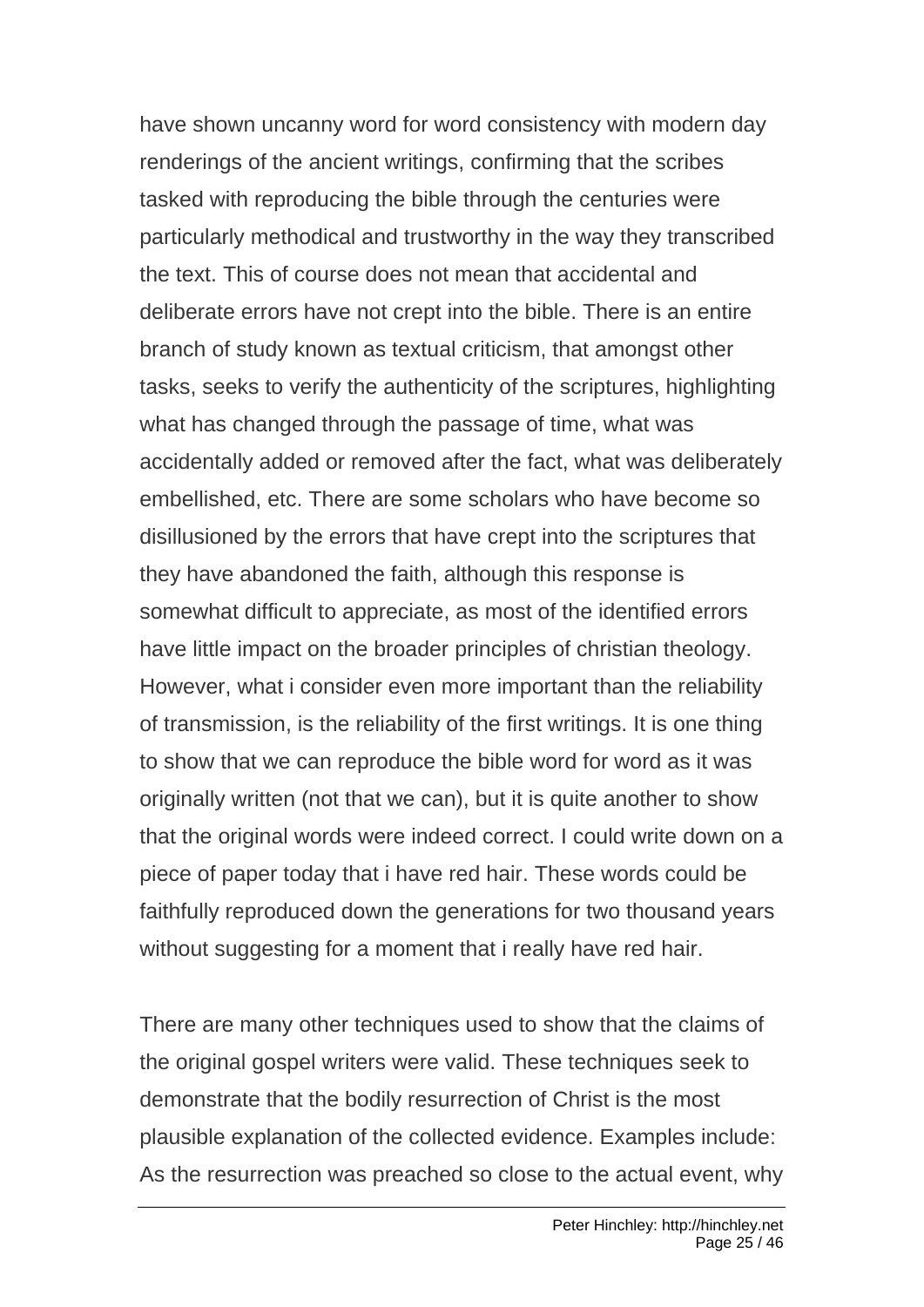have shown uncanny word for word consistency with modern day renderings of the ancient writings, confirming that the scribes tasked with reproducing the bible through the centuries were particularly methodical and trustworthy in the way they transcribed the text. This of course does not mean that accidental and deliberate errors have not crept into the bible. There is an entire branch of study known as textual criticism, that amongst other tasks, seeks to verify the authenticity of the scriptures, highlighting what has changed through the passage of time, what was accidentally added or removed after the fact, what was deliberately embellished, etc. There are some scholars who have become so disillusioned by the errors that have crept into the scriptures that they have abandoned the faith, although this response is somewhat difficult to appreciate, as most of the identified errors have little impact on the broader principles of christian theology. However, what i consider even more important than the reliability of transmission, is the reliability of the first writings. It is one thing to show that we can reproduce the bible word for word as it was originally written (not that we can), but it is quite another to show that the original words were indeed correct. I could write down on a piece of paper today that i have red hair. These words could be faithfully reproduced down the generations for two thousand years without suggesting for a moment that i really have red hair.

There are many other techniques used to show that the claims of the original gospel writers were valid. These techniques seek to demonstrate that the bodily resurrection of Christ is the most plausible explanation of the collected evidence. Examples include: As the resurrection was preached so close to the actual event, why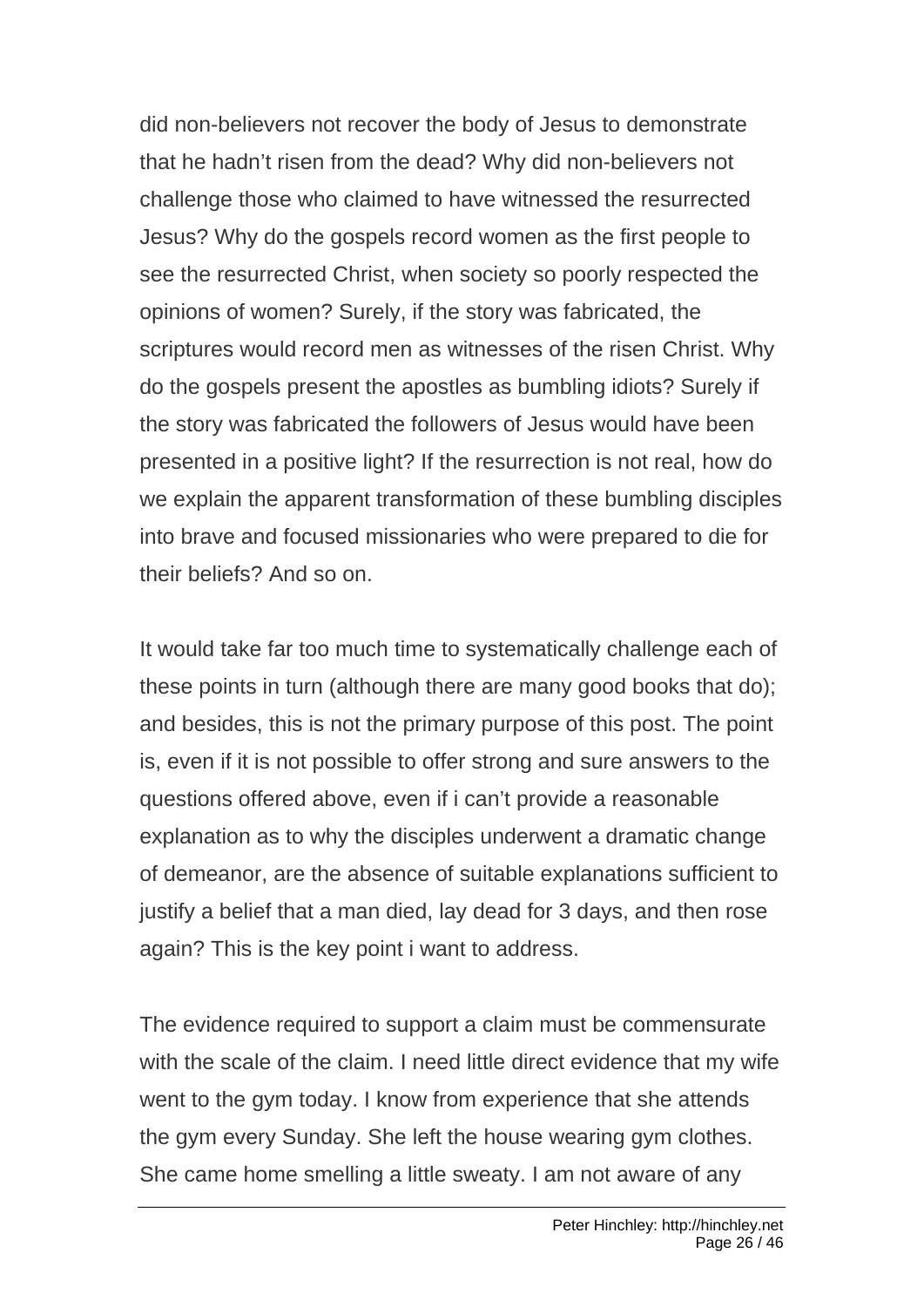did non-believers not recover the body of Jesus to demonstrate that he hadn't risen from the dead? Why did non-believers not challenge those who claimed to have witnessed the resurrected Jesus? Why do the gospels record women as the first people to see the resurrected Christ, when society so poorly respected the opinions of women? Surely, if the story was fabricated, the scriptures would record men as witnesses of the risen Christ. Why do the gospels present the apostles as bumbling idiots? Surely if the story was fabricated the followers of Jesus would have been presented in a positive light? If the resurrection is not real, how do we explain the apparent transformation of these bumbling disciples into brave and focused missionaries who were prepared to die for their beliefs? And so on.

It would take far too much time to systematically challenge each of these points in turn (although there are many good books that do); and besides, this is not the primary purpose of this post. The point is, even if it is not possible to offer strong and sure answers to the questions offered above, even if i can't provide a reasonable explanation as to why the disciples underwent a dramatic change of demeanor, are the absence of suitable explanations sufficient to justify a belief that a man died, lay dead for 3 days, and then rose again? This is the key point i want to address.

The evidence required to support a claim must be commensurate with the scale of the claim. I need little direct evidence that my wife went to the gym today. I know from experience that she attends the gym every Sunday. She left the house wearing gym clothes. She came home smelling a little sweaty. I am not aware of any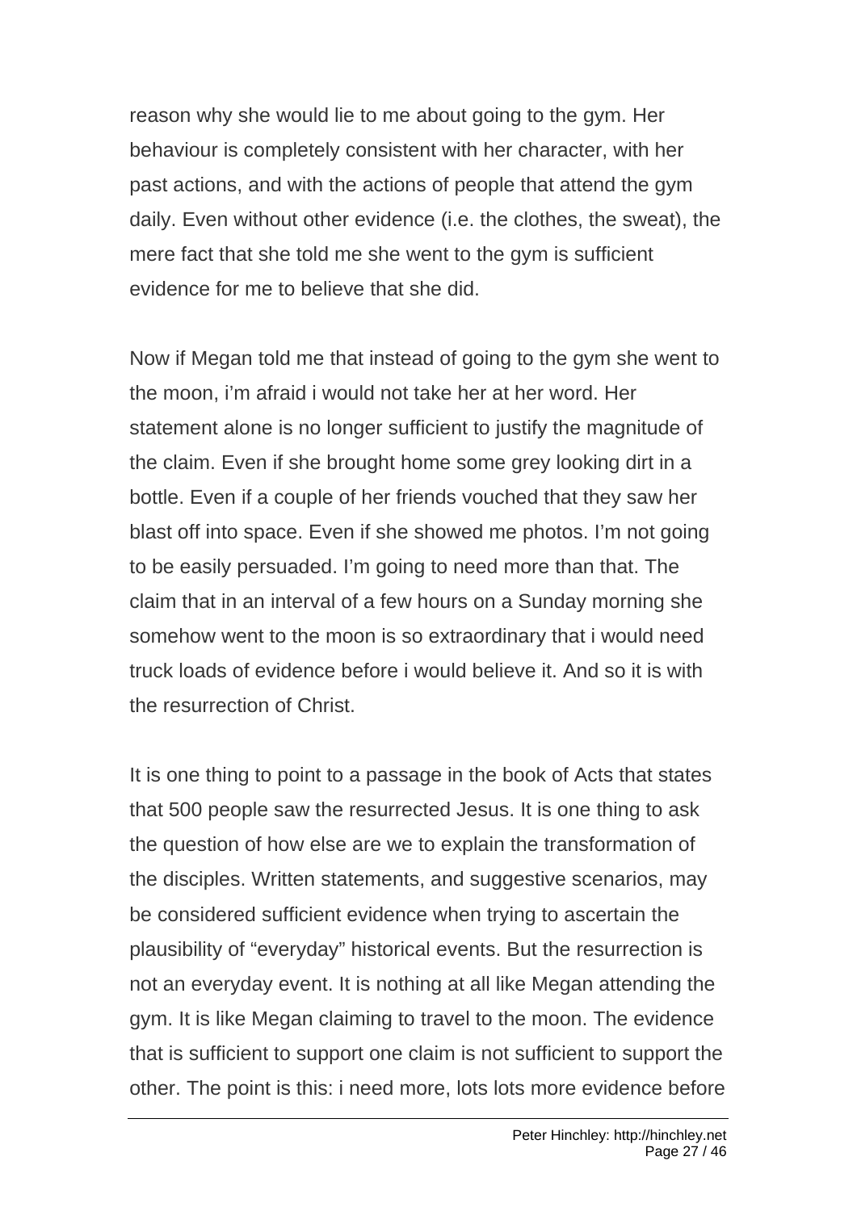reason why she would lie to me about going to the gym. Her behaviour is completely consistent with her character, with her past actions, and with the actions of people that attend the gym daily. Even without other evidence (i.e. the clothes, the sweat), the mere fact that she told me she went to the gym is sufficient evidence for me to believe that she did.

Now if Megan told me that instead of going to the gym she went to the moon, i'm afraid i would not take her at her word. Her statement alone is no longer sufficient to justify the magnitude of the claim. Even if she brought home some grey looking dirt in a bottle. Even if a couple of her friends vouched that they saw her blast off into space. Even if she showed me photos. I'm not going to be easily persuaded. I'm going to need more than that. The claim that in an interval of a few hours on a Sunday morning she somehow went to the moon is so extraordinary that i would need truck loads of evidence before i would believe it. And so it is with the resurrection of Christ.

It is one thing to point to a passage in the book of Acts that states that 500 people saw the resurrected Jesus. It is one thing to ask the question of how else are we to explain the transformation of the disciples. Written statements, and suggestive scenarios, may be considered sufficient evidence when trying to ascertain the plausibility of "everyday" historical events. But the resurrection is not an everyday event. It is nothing at all like Megan attending the gym. It is like Megan claiming to travel to the moon. The evidence that is sufficient to support one claim is not sufficient to support the other. The point is this: i need more, lots lots more evidence before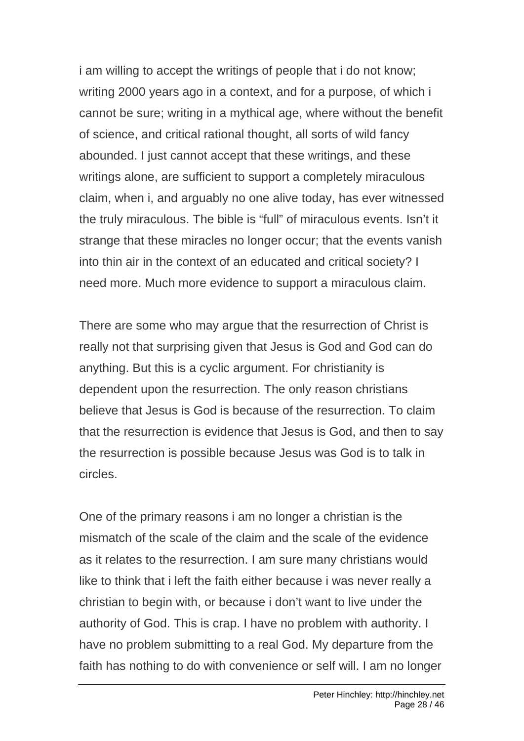i am willing to accept the writings of people that i do not know; writing 2000 years ago in a context, and for a purpose, of which i cannot be sure; writing in a mythical age, where without the benefit of science, and critical rational thought, all sorts of wild fancy abounded. I just cannot accept that these writings, and these writings alone, are sufficient to support a completely miraculous claim, when i, and arguably no one alive today, has ever witnessed the truly miraculous. The bible is "full" of miraculous events. Isn't it strange that these miracles no longer occur; that the events vanish into thin air in the context of an educated and critical society? I need more. Much more evidence to support a miraculous claim.

There are some who may argue that the resurrection of Christ is really not that surprising given that Jesus is God and God can do anything. But this is a cyclic argument. For christianity is dependent upon the resurrection. The only reason christians believe that Jesus is God is because of the resurrection. To claim that the resurrection is evidence that Jesus is God, and then to say the resurrection is possible because Jesus was God is to talk in circles.

One of the primary reasons i am no longer a christian is the mismatch of the scale of the claim and the scale of the evidence as it relates to the resurrection. I am sure many christians would like to think that i left the faith either because i was never really a christian to begin with, or because i don't want to live under the authority of God. This is crap. I have no problem with authority. I have no problem submitting to a real God. My departure from the faith has nothing to do with convenience or self will. I am no longer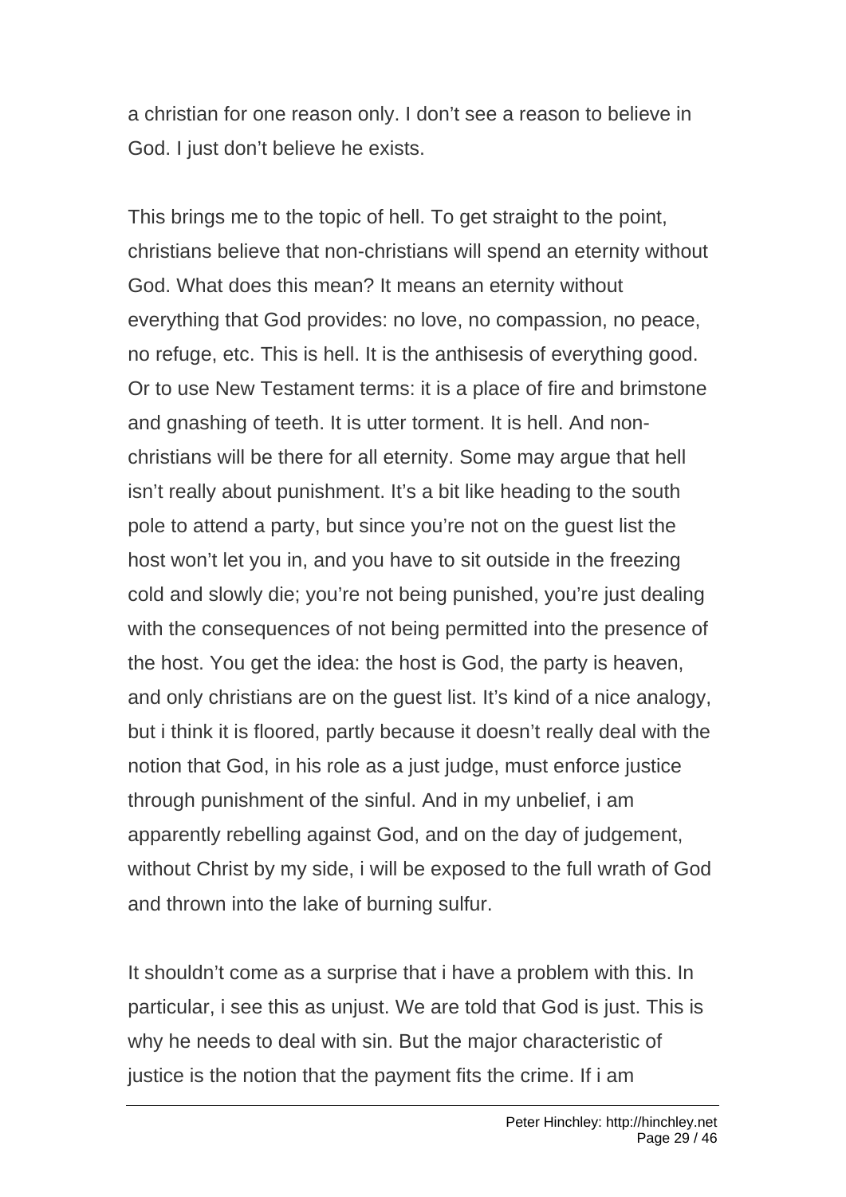a christian for one reason only. I don't see a reason to believe in God. I just don't believe he exists.

This brings me to the topic of hell. To get straight to the point, christians believe that non-christians will spend an eternity without God. What does this mean? It means an eternity without everything that God provides: no love, no compassion, no peace, no refuge, etc. This is hell. It is the anthisesis of everything good. Or to use New Testament terms: it is a place of fire and brimstone and gnashing of teeth. It is utter torment. It is hell. And non-christians will be there for all eternity. Some may argue that hell isn't really about punishment. It's a bit like heading to the south pole to attend a party, but since you're not on the guest list the host won't let you in, and you have to sit outside in the freezing cold and slowly die; you're not being punished, you're just dealing with the consequences of not being permitted into the presence of the host. You get the idea: the host is God, the party is heaven, and only christians are on the guest list. It's kind of a nice analogy, but i think it is floored, partly because it doesn't really deal with the notion that God, in his role as a just judge, must enforce justice through punishment of the sinful. And in my unbelief, i am apparently rebelling against God, and on the day of judgement, without Christ by my side, i will be exposed to the full wrath of God and thrown into the lake of burning sulfur.

It shouldn't come as a surprise that i have a problem with this. In particular, i see this as unjust. We are told that God is just. This is why he needs to deal with sin. But the major characteristic of justice is the notion that the payment fits the crime. If i am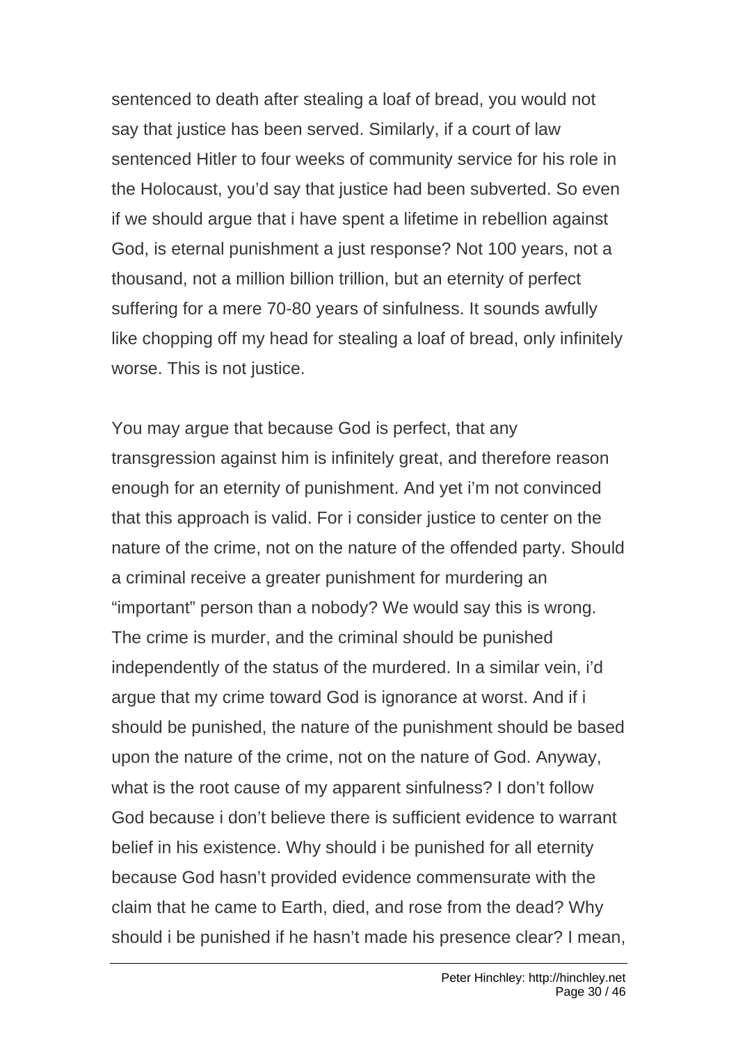sentenced to death after stealing a loaf of bread, you would not say that justice has been served. Similarly, if a court of law sentenced Hitler to four weeks of community service for his role in the Holocaust, you'd say that justice had been subverted. So even if we should argue that i have spent a lifetime in rebellion against God, is eternal punishment a just response? Not 100 years, not a thousand, not a million billion trillion, but an eternity of perfect suffering for a mere 70-80 years of sinfulness. It sounds awfully like chopping off my head for stealing a loaf of bread, only infinitely worse. This is not justice.

You may argue that because God is perfect, that any transgression against him is infinitely great, and therefore reason enough for an eternity of punishment. And yet i'm not convinced that this approach is valid. For i consider justice to center on the nature of the crime, not on the nature of the offended party. Should a criminal receive a greater punishment for murdering an "important" person than a nobody? We would say this is wrong. The crime is murder, and the criminal should be punished independently of the status of the murdered. In a similar vein, i'd argue that my crime toward God is ignorance at worst. And if i should be punished, the nature of the punishment should be based upon the nature of the crime, not on the nature of God. Anyway, what is the root cause of my apparent sinfulness? I don't follow God because i don't believe there is sufficient evidence to warrant belief in his existence. Why should i be punished for all eternity because God hasn't provided evidence commensurate with the claim that he came to Earth, died, and rose from the dead? Why should i be punished if he hasn't made his presence clear? I mean,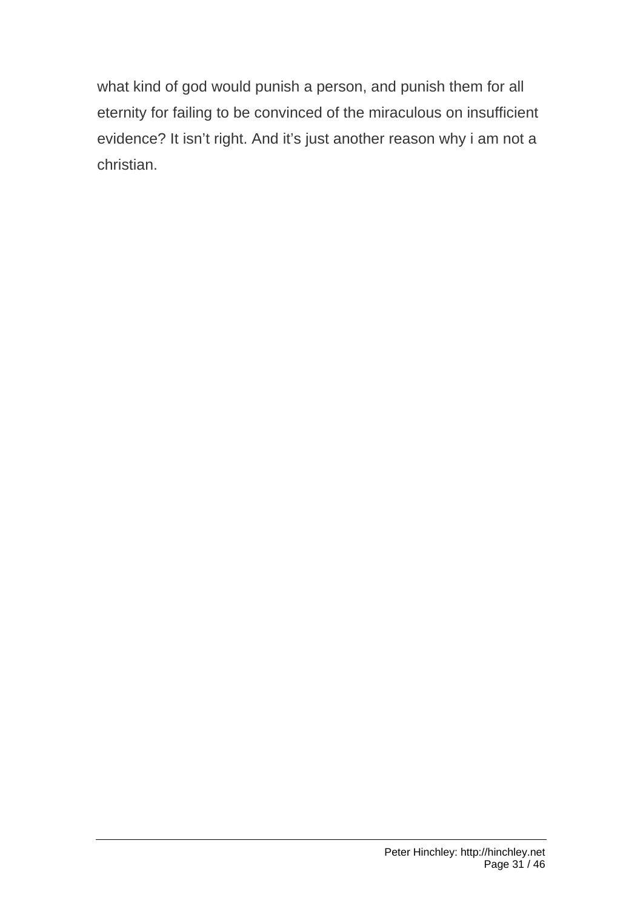what kind of god would punish a person, and punish them for all eternity for failing to be convinced of the miraculous on insufficient evidence? It isn't right. And it's just another reason why i am not a christian.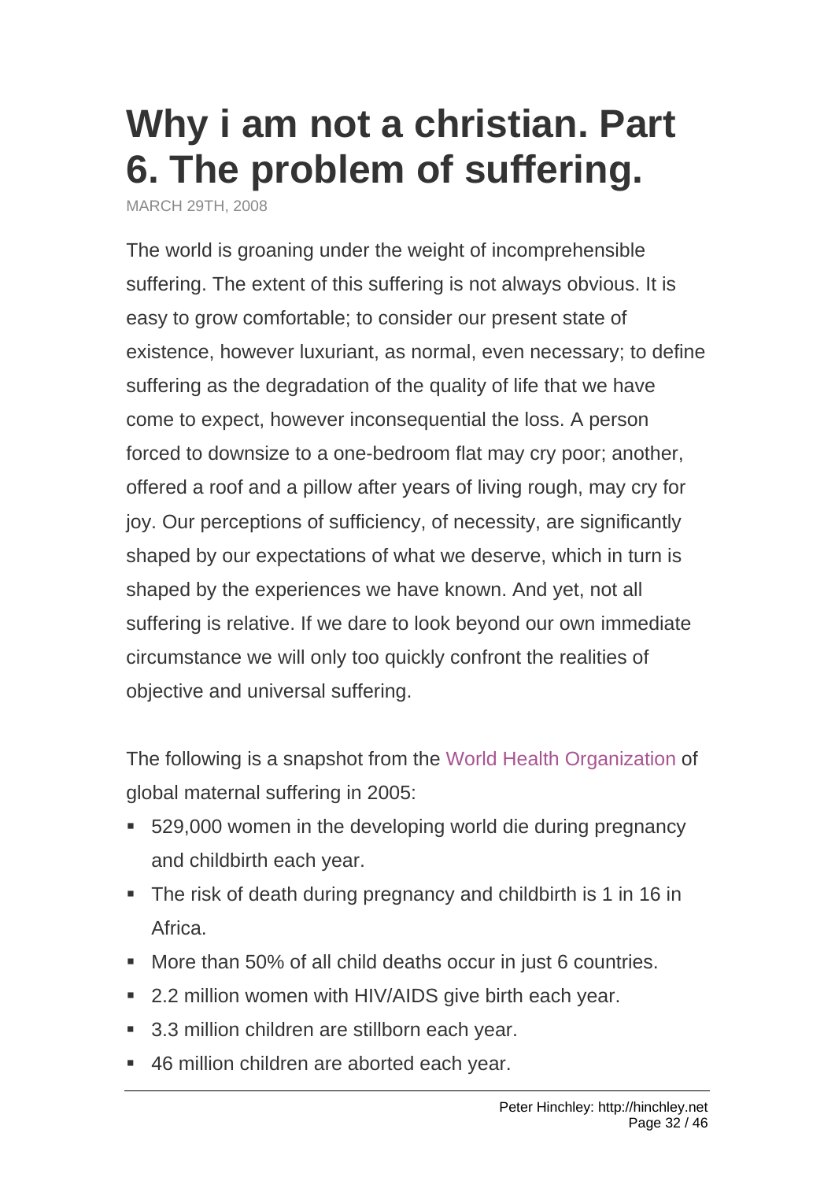# Why i am not a christian. Part 6. The problem of suffering.

MARCH 29TH, 2008

The world is groaning under the weight of incomprehensible suffering. The extent of this suffering is not always obvious. It is easy to grow comfortable; to consider our present state of existence, however luxuriant, as normal, even necessary; to define suffering as the degradation of the quality of life that we have come to expect, however inconsequential the loss. A person forced to downsize to a one-bedroom flat may cry poor; another, offered a roof and a pillow after years of living rough, may cry for joy. Our perceptions of sufficiency, of necessity, are significantly shaped by our expectations of what we deserve, which in turn is shaped by the experiences we have known. And yet, not all suffering is relative. If we dare to look beyond our own immediate circumstance we will only too quickly confront the realities of objective and universal suffering.

The following is a snapshot from the World Health Organization of global maternal suffering in 2005:

- 529,000 women in the developing world die during pregnancy and childbirth each year.
- The risk of death during pregnancy and childbirth is 1 in 16 in Africa.
- More than 50% of all child deaths occur in just 6 countries.
- 2.2 million women with HIV/AIDS give birth each year.
- 3.3 million children are stillborn each year.
- 46 million children are aborted each year.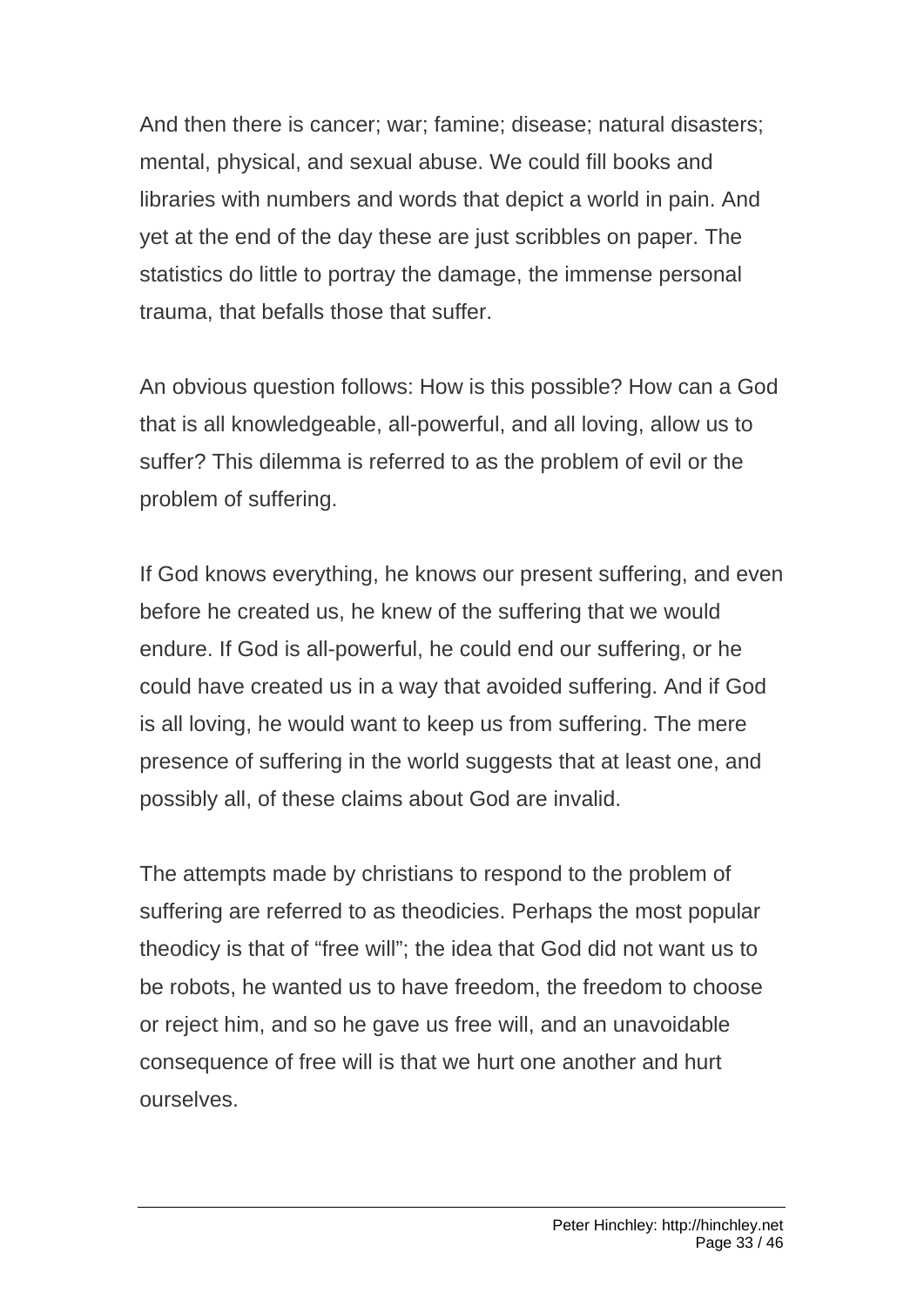And then there is cancer; war; famine; disease; natural disasters; mental, physical, and sexual abuse. We could fill books and libraries with numbers and words that depict a world in pain. And yet at the end of the day these are just scribbles on paper. The statistics do little to portray the damage, the immense personal trauma, that befalls those that suffer.

An obvious question follows: How is this possible? How can a God that is all knowledgeable, all-powerful, and all loving, allow us to suffer? This dilemma is referred to as the problem of evil or the problem of suffering.

If God knows everything, he knows our present suffering, and even before he created us, he knew of the suffering that we would endure. If God is all-powerful, he could end our suffering, or he could have created us in a way that avoided suffering. And if God is all loving, he would want to keep us from suffering. The mere presence of suffering in the world suggests that at least one, and possibly all, of these claims about God are invalid.

The attempts made by christians to respond to the problem of suffering are referred to as theodicies. Perhaps the most popular theodicy is that of "free will"; the idea that God did not want us to be robots, he wanted us to have freedom, the freedom to choose or reject him, and so he gave us free will, and an unavoidable consequence of free will is that we hurt one another and hurt ourselves.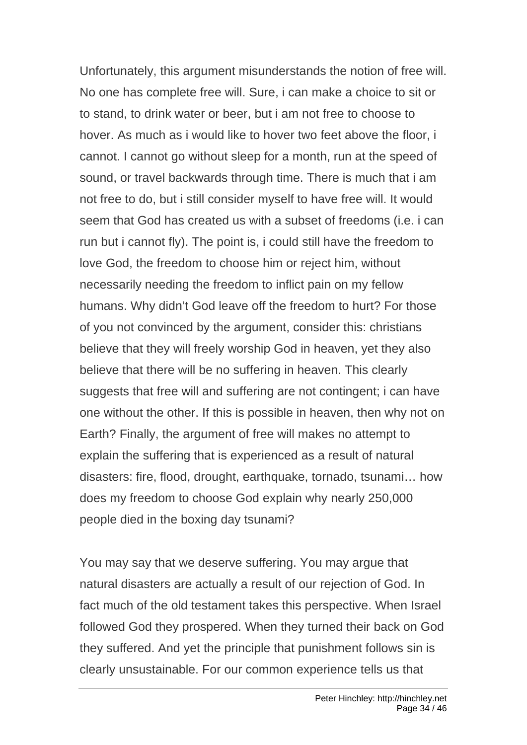Unfortunately, this argument misunderstands the notion of free will. No one has complete free will. Sure, i can make a choice to sit or to stand, to drink water or beer, but i am not free to choose to hover. As much as i would like to hover two feet above the floor, i cannot. I cannot go without sleep for a month, run at the speed of sound, or travel backwards through time. There is much that i am not free to do, but i still consider myself to have free will. It would seem that God has created us with a subset of freedoms (i.e. i can run but i cannot fly). The point is, i could still have the freedom to love God, the freedom to choose him or reject him, without necessarily needing the freedom to inflict pain on my fellow humans. Why didn't God leave off the freedom to hurt? For those of you not convinced by the argument, consider this: christians believe that they will freely worship God in heaven, yet they also believe that there will be no suffering in heaven. This clearly suggests that free will and suffering are not contingent; i can have one without the other. If this is possible in heaven, then why not on Earth? Finally, the argument of free will makes no attempt to explain the suffering that is experienced as a result of natural disasters: fire, flood, drought, earthquake, tornado, tsunami… how does my freedom to choose God explain why nearly 250,000 people died in the boxing day tsunami?

You may say that we deserve suffering. You may argue that natural disasters are actually a result of our rejection of God. In fact much of the old testament takes this perspective. When Israel followed God they prospered. When they turned their back on God they suffered. And yet the principle that punishment follows sin is clearly unsustainable. For our common experience tells us that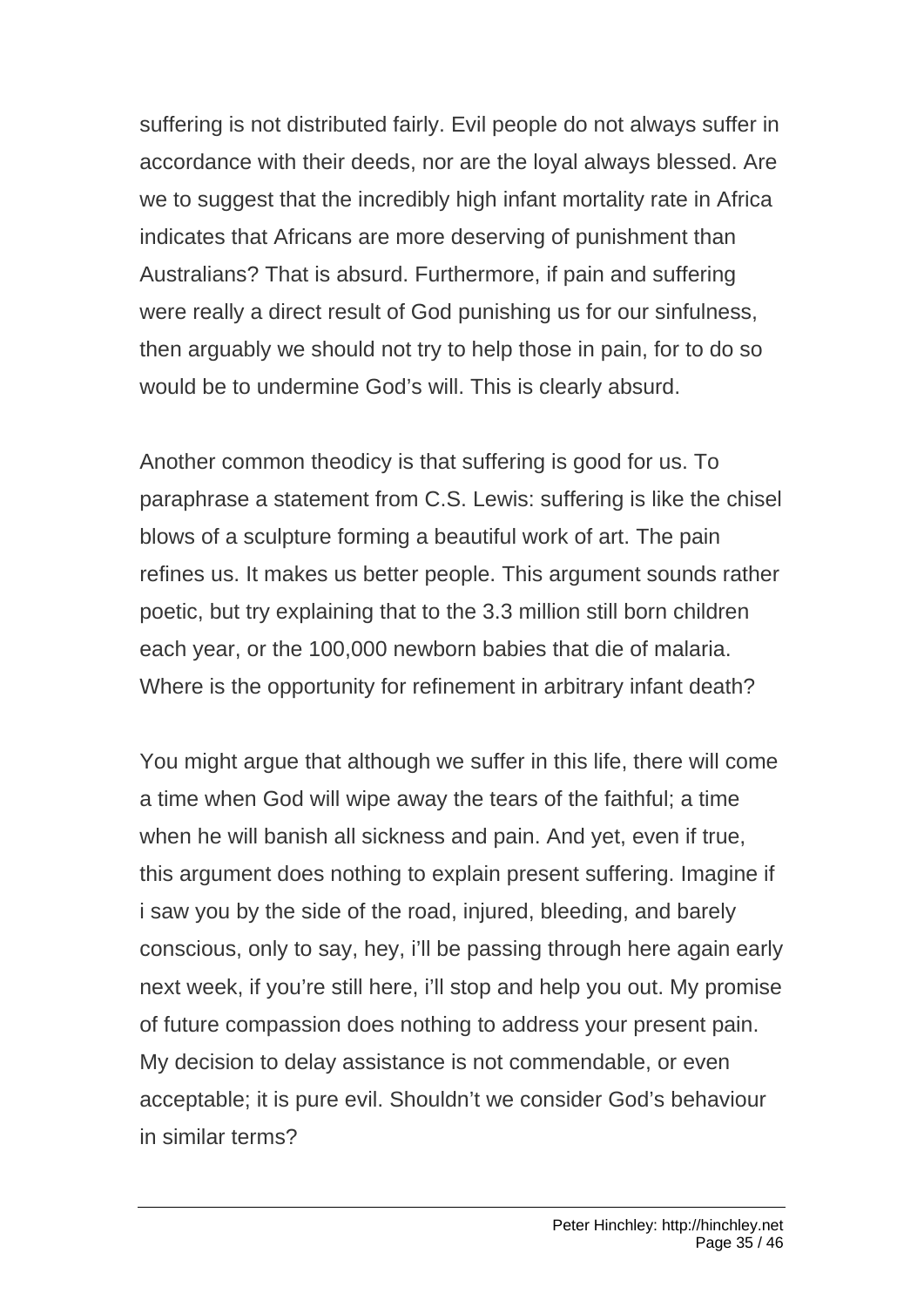suffering is not distributed fairly. Evil people do not always suffer in accordance with their deeds, nor are the loyal always blessed. Are we to suggest that the incredibly high infant mortality rate in Africa indicates that Africans are more deserving of punishment than Australians? That is absurd. Furthermore, if pain and suffering were really a direct result of God punishing us for our sinfulness, then arguably we should not try to help those in pain, for to do so would be to undermine God's will. This is clearly absurd.

Another common theodicy is that suffering is good for us. To paraphrase a statement from C.S. Lewis: suffering is like the chisel blows of a sculpture forming a beautiful work of art. The pain refines us. It makes us better people. This argument sounds rather poetic, but try explaining that to the 3.3 million still born children each year, or the 100,000 newborn babies that die of malaria. Where is the opportunity for refinement in arbitrary infant death?

You might argue that although we suffer in this life, there will come a time when God will wipe away the tears of the faithful; a time when he will banish all sickness and pain. And yet, even if true, this argument does nothing to explain present suffering. Imagine if i saw you by the side of the road, injured, bleeding, and barely conscious, only to say, hey, i'll be passing through here again early next week, if you're still here, i'll stop and help you out. My promise of future compassion does nothing to address your present pain. My decision to delay assistance is not commendable, or even acceptable; it is pure evil. Shouldn't we consider God's behaviour in similar terms?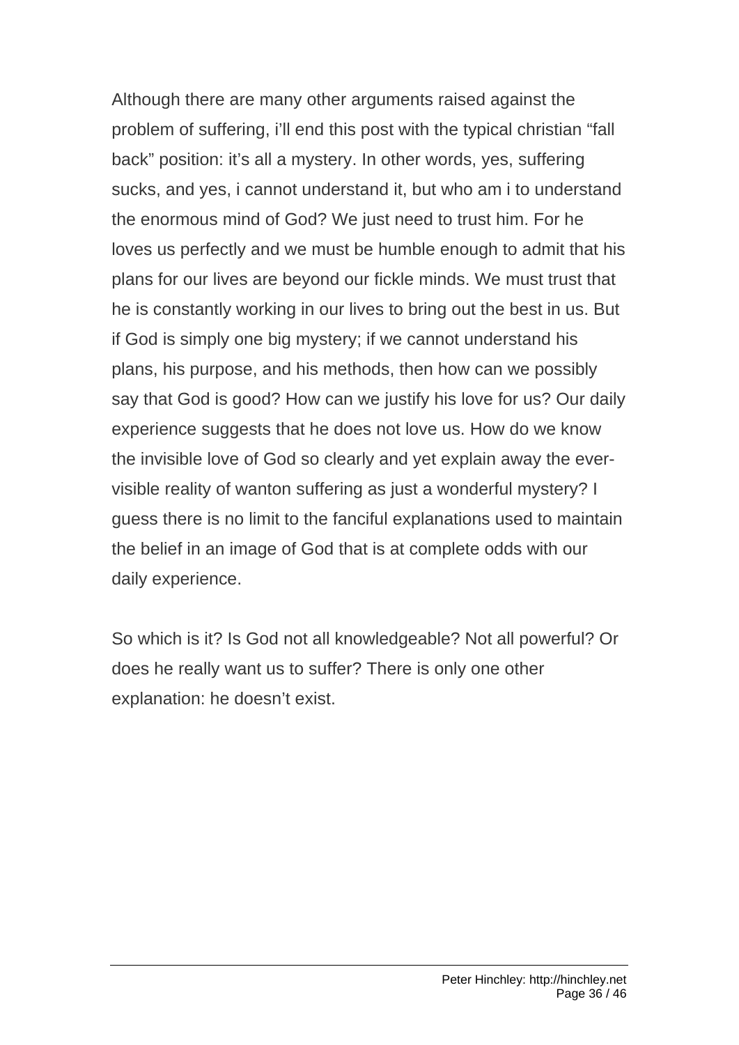Although there are many other arguments raised against the problem of suffering, i'll end this post with the typical christian "fall back" position: it's all a mystery. In other words, yes, suffering sucks, and yes, i cannot understand it, but who am i to understand the enormous mind of God? We just need to trust him. For he loves us perfectly and we must be humble enough to admit that his plans for our lives are beyond our fickle minds. We must trust that he is constantly working in our lives to bring out the best in us. But if God is simply one big mystery; if we cannot understand his plans, his purpose, and his methods, then how can we possibly say that God is good? How can we justify his love for us? Our daily experience suggests that he does not love us. How do we know the invisible love of God so clearly and yet explain away the ever-visible reality of wanton suffering as just a wonderful mystery? I guess there is no limit to the fanciful explanations used to maintain the belief in an image of God that is at complete odds with our daily experience.

So which is it? Is God not all knowledgeable? Not all powerful? Or does he really want us to suffer? There is only one other explanation: he doesn't exist.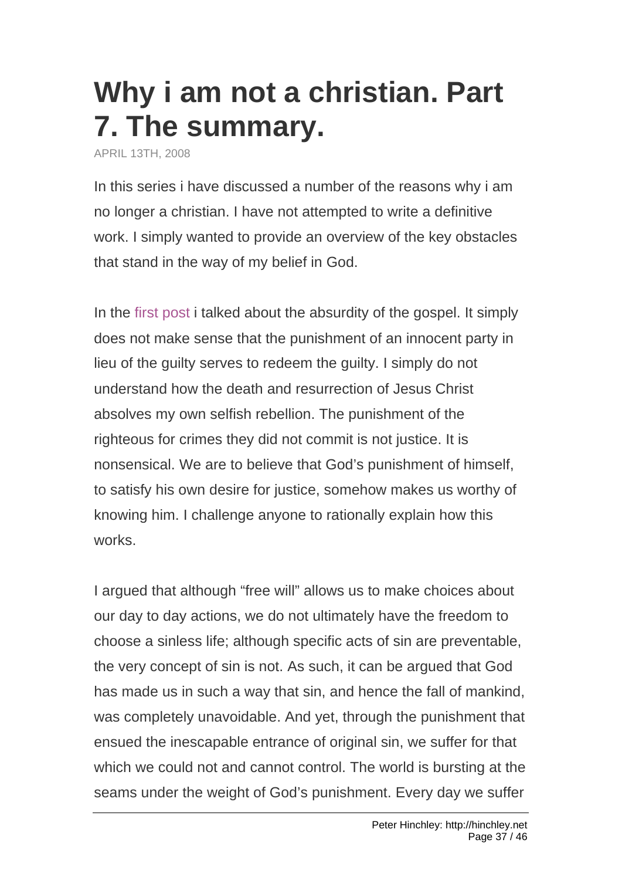# Why i am not a christian. Part 7. The summary.

APRIL 13TH, 2008

In this series i have discussed a number of the reasons why i am no longer a christian. I have not attempted to write a definitive work. I simply wanted to provide an overview of the key obstacles that stand in the way of my belief in God.

In the first post i talked about the absurdity of the gospel. It simply does not make sense that the punishment of an innocent party in lieu of the guilty serves to redeem the guilty. I simply do not understand how the death and resurrection of Jesus Christ absolves my own selfish rebellion. The punishment of the righteous for crimes they did not commit is not justice. It is nonsensical. We are to believe that God's punishment of himself, to satisfy his own desire for justice, somehow makes us worthy of knowing him. I challenge anyone to rationally explain how this works.

I argued that although "free will" allows us to make choices about our day to day actions, we do not ultimately have the freedom to choose a sinless life; although specific acts of sin are preventable, the very concept of sin is not. As such, it can be argued that God has made us in such a way that sin, and hence the fall of mankind, was completely unavoidable. And yet, through the punishment that ensued the inescapable entrance of original sin, we suffer for that which we could not and cannot control. The world is bursting at the seams under the weight of God's punishment. Every day we suffer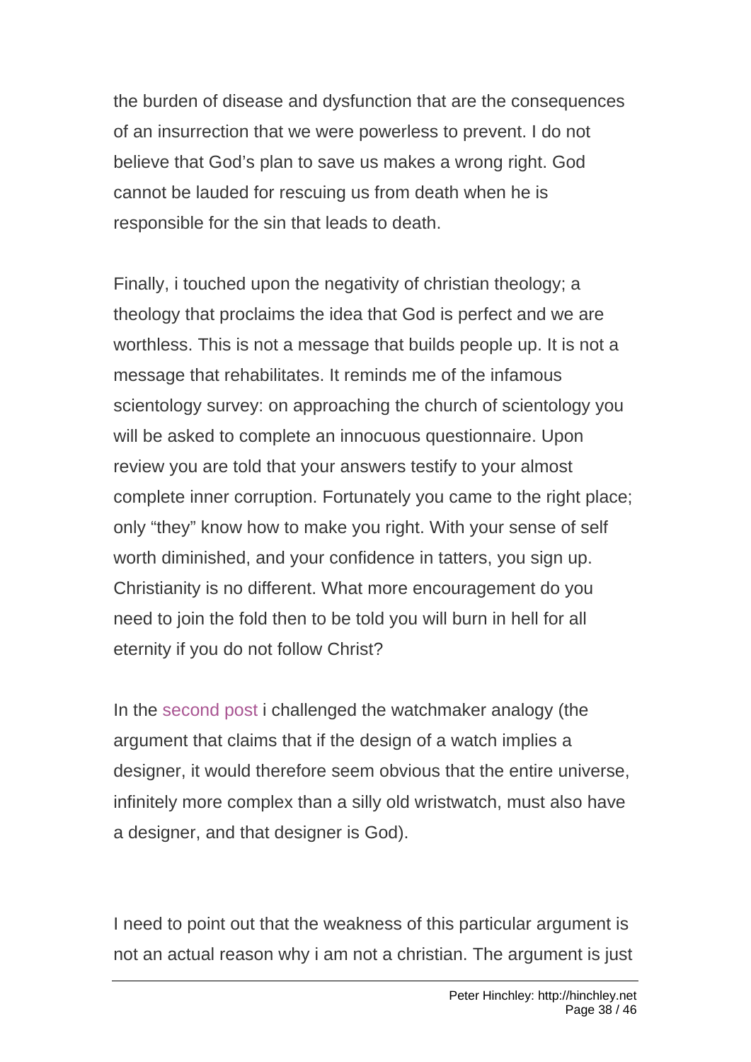the burden of disease and dysfunction that are the consequences of an insurrection that we were powerless to prevent. I do not believe that God's plan to save us makes a wrong right. God cannot be lauded for rescuing us from death when he is responsible for the sin that leads to death.

Finally, i touched upon the negativity of christian theology; a theology that proclaims the idea that God is perfect and we are worthless. This is not a message that builds people up. It is not a message that rehabilitates. It reminds me of the infamous scientology survey: on approaching the church of scientology you will be asked to complete an innocuous questionnaire. Upon review you are told that your answers testify to your almost complete inner corruption. Fortunately you came to the right place; only "they" know how to make you right. With your sense of self worth diminished, and your confidence in tatters, you sign up. Christianity is no different. What more encouragement do you need to join the fold then to be told you will burn in hell for all eternity if you do not follow Christ?

In the second post i challenged the watchmaker analogy (the argument that claims that if the design of a watch implies a designer, it would therefore seem obvious that the entire universe, infinitely more complex than a silly old wristwatch, must also have a designer, and that designer is God).

I need to point out that the weakness of this particular argument is not an actual reason why i am not a christian. The argument is just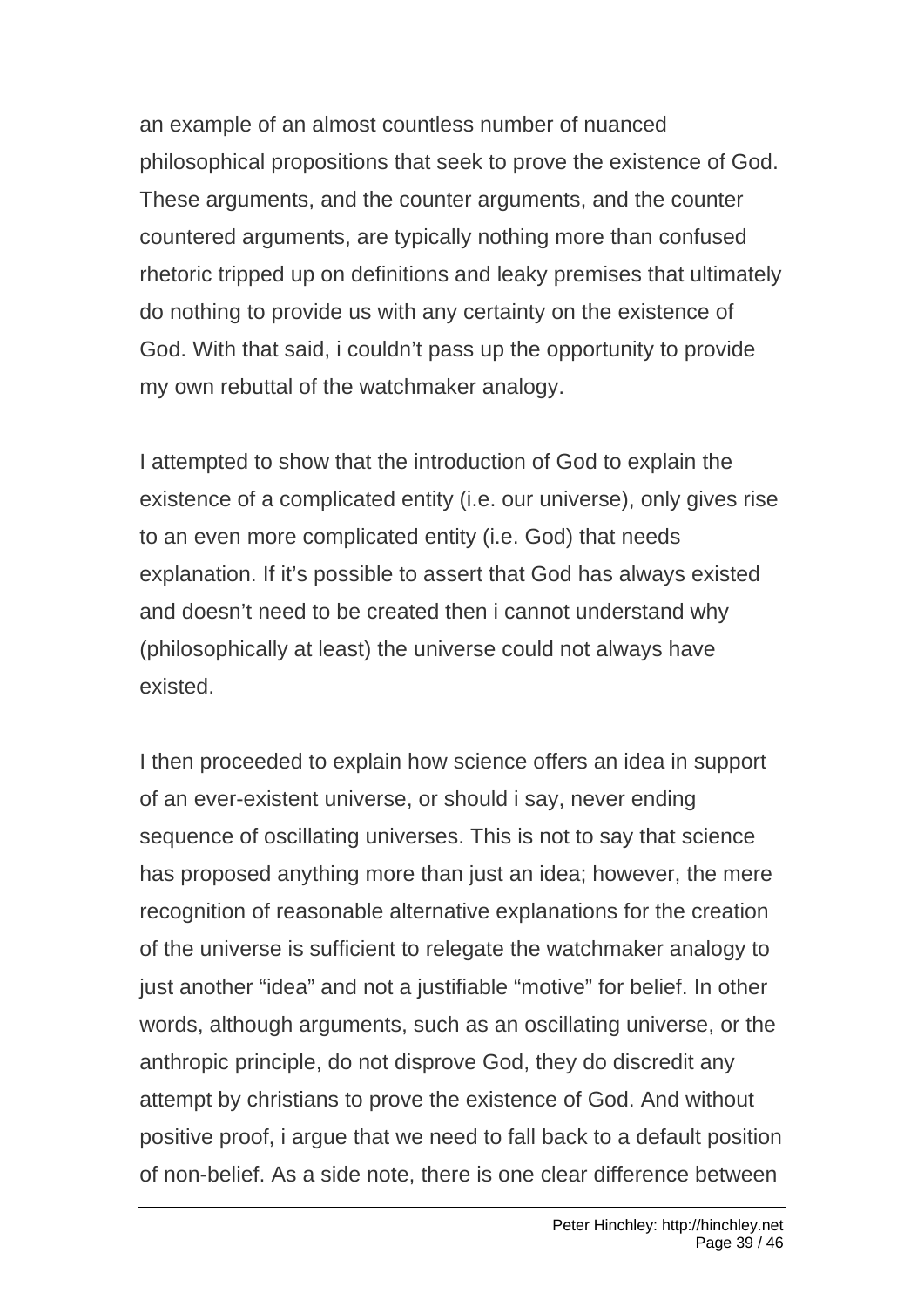an example of an almost countless number of nuanced philosophical propositions that seek to prove the existence of God. These arguments, and the counter arguments, and the counter countered arguments, are typically nothing more than confused rhetoric tripped up on definitions and leaky premises that ultimately do nothing to provide us with any certainty on the existence of God. With that said, i couldn't pass up the opportunity to provide my own rebuttal of the watchmaker analogy.

I attempted to show that the introduction of God to explain the existence of a complicated entity (i.e. our universe), only gives rise to an even more complicated entity (i.e. God) that needs explanation. If it's possible to assert that God has always existed and doesn't need to be created then i cannot understand why (philosophically at least) the universe could not always have existed.

I then proceeded to explain how science offers an idea in support of an ever-existent universe, or should i say, never ending sequence of oscillating universes. This is not to say that science has proposed anything more than just an idea; however, the mere recognition of reasonable alternative explanations for the creation of the universe is sufficient to relegate the watchmaker analogy to just another "idea" and not a justifiable "motive" for belief. In other words, although arguments, such as an oscillating universe, or the anthropic principle, do not disprove God, they do discredit any attempt by christians to prove the existence of God. And without positive proof, i argue that we need to fall back to a default position of non-belief. As a side note, there is one clear difference between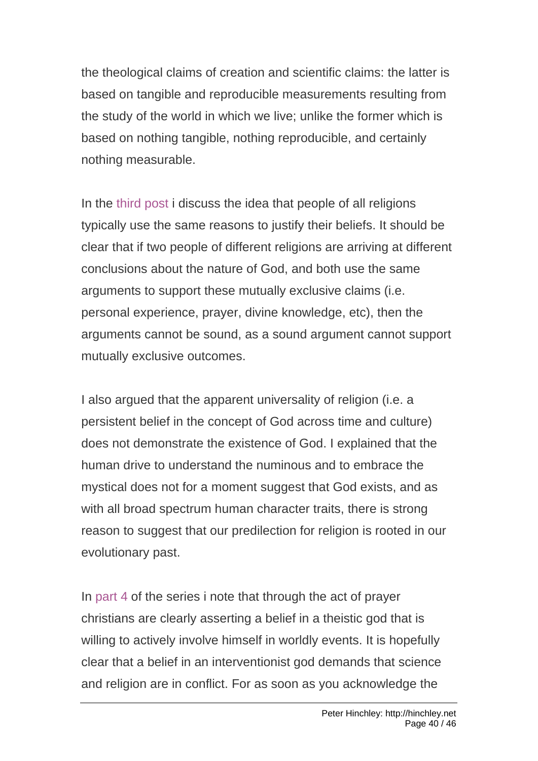the theological claims of creation and scientific claims: the latter is based on tangible and reproducible measurements resulting from the study of the world in which we live; unlike the former which is based on nothing tangible, nothing reproducible, and certainly nothing measurable.

In the third post i discuss the idea that people of all religions typically use the same reasons to justify their beliefs. It should be clear that if two people of different religions are arriving at different conclusions about the nature of God, and both use the same arguments to support these mutually exclusive claims (i.e. personal experience, prayer, divine knowledge, etc), then the arguments cannot be sound, as a sound argument cannot support mutually exclusive outcomes.

I also argued that the apparent universality of religion (i.e. a persistent belief in the concept of God across time and culture) does not demonstrate the existence of God. I explained that the human drive to understand the numinous and to embrace the mystical does not for a moment suggest that God exists, and as with all broad spectrum human character traits, there is strong reason to suggest that our predilection for religion is rooted in our evolutionary past.

In part 4 of the series i note that through the act of prayer christians are clearly asserting a belief in a theistic god that is willing to actively involve himself in worldly events. It is hopefully clear that a belief in an interventionist god demands that science and religion are in conflict. For as soon as you acknowledge the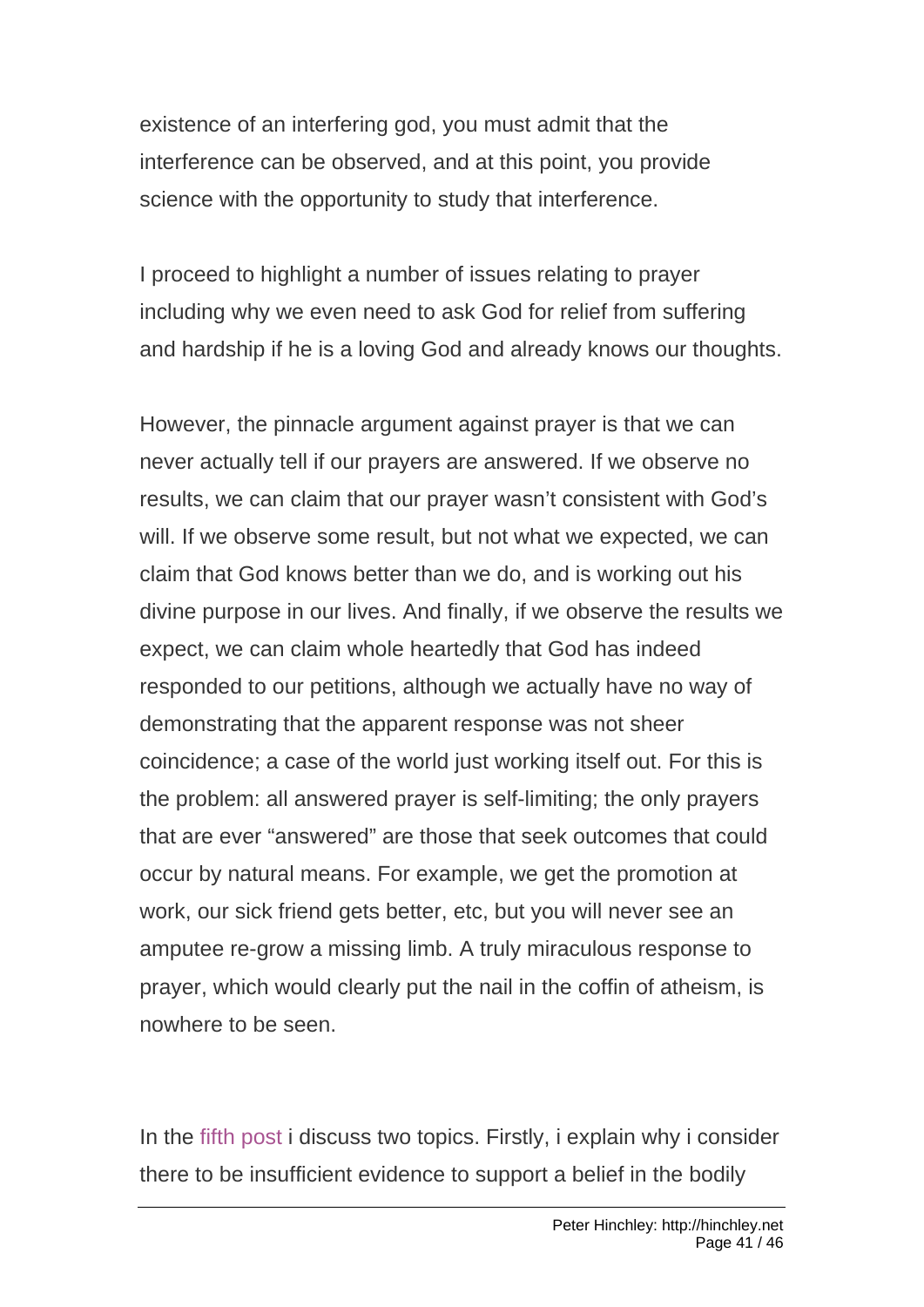existence of an interfering god, you must admit that the interference can be observed, and at this point, you provide science with the opportunity to study that interference.

I proceed to highlight a number of issues relating to prayer including why we even need to ask God for relief from suffering and hardship if he is a loving God and already knows our thoughts.

However, the pinnacle argument against prayer is that we can never actually tell if our prayers are answered. If we observe no results, we can claim that our prayer wasn't consistent with God's will. If we observe some result, but not what we expected, we can claim that God knows better than we do, and is working out his divine purpose in our lives. And finally, if we observe the results we expect, we can claim whole heartedly that God has indeed responded to our petitions, although we actually have no way of demonstrating that the apparent response was not sheer coincidence; a case of the world just working itself out. For this is the problem: all answered prayer is self-limiting; the only prayers that are ever "answered" are those that seek outcomes that could occur by natural means. For example, we get the promotion at work, our sick friend gets better, etc, but you will never see an amputee re-grow a missing limb. A truly miraculous response to prayer, which would clearly put the nail in the coffin of atheism, is nowhere to be seen.

In the fifth post i discuss two topics. Firstly, i explain why i consider there to be insufficient evidence to support a belief in the bodily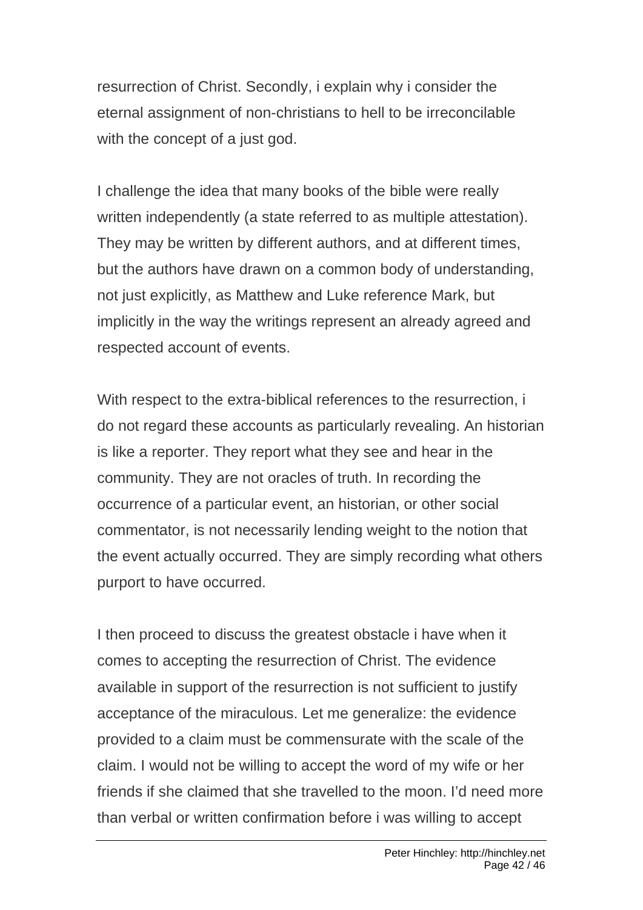resurrection of Christ. Secondly, i explain why i consider the eternal assignment of non-christians to hell to be irreconcilable with the concept of a just god.

I challenge the idea that many books of the bible were really written independently (a state referred to as multiple attestation). They may be written by different authors, and at different times, but the authors have drawn on a common body of understanding, not just explicitly, as Matthew and Luke reference Mark, but implicitly in the way the writings represent an already agreed and respected account of events.

With respect to the extra-biblical references to the resurrection, i do not regard these accounts as particularly revealing. An historian is like a reporter. They report what they see and hear in the community. They are not oracles of truth. In recording the occurrence of a particular event, an historian, or other social commentator, is not necessarily lending weight to the notion that the event actually occurred. They are simply recording what others purport to have occurred.

I then proceed to discuss the greatest obstacle i have when it comes to accepting the resurrection of Christ. The evidence available in support of the resurrection is not sufficient to justify acceptance of the miraculous. Let me generalize: the evidence provided to a claim must be commensurate with the scale of the claim. I would not be willing to accept the word of my wife or her friends if she claimed that she travelled to the moon. I'd need more than verbal or written confirmation before i was willing to accept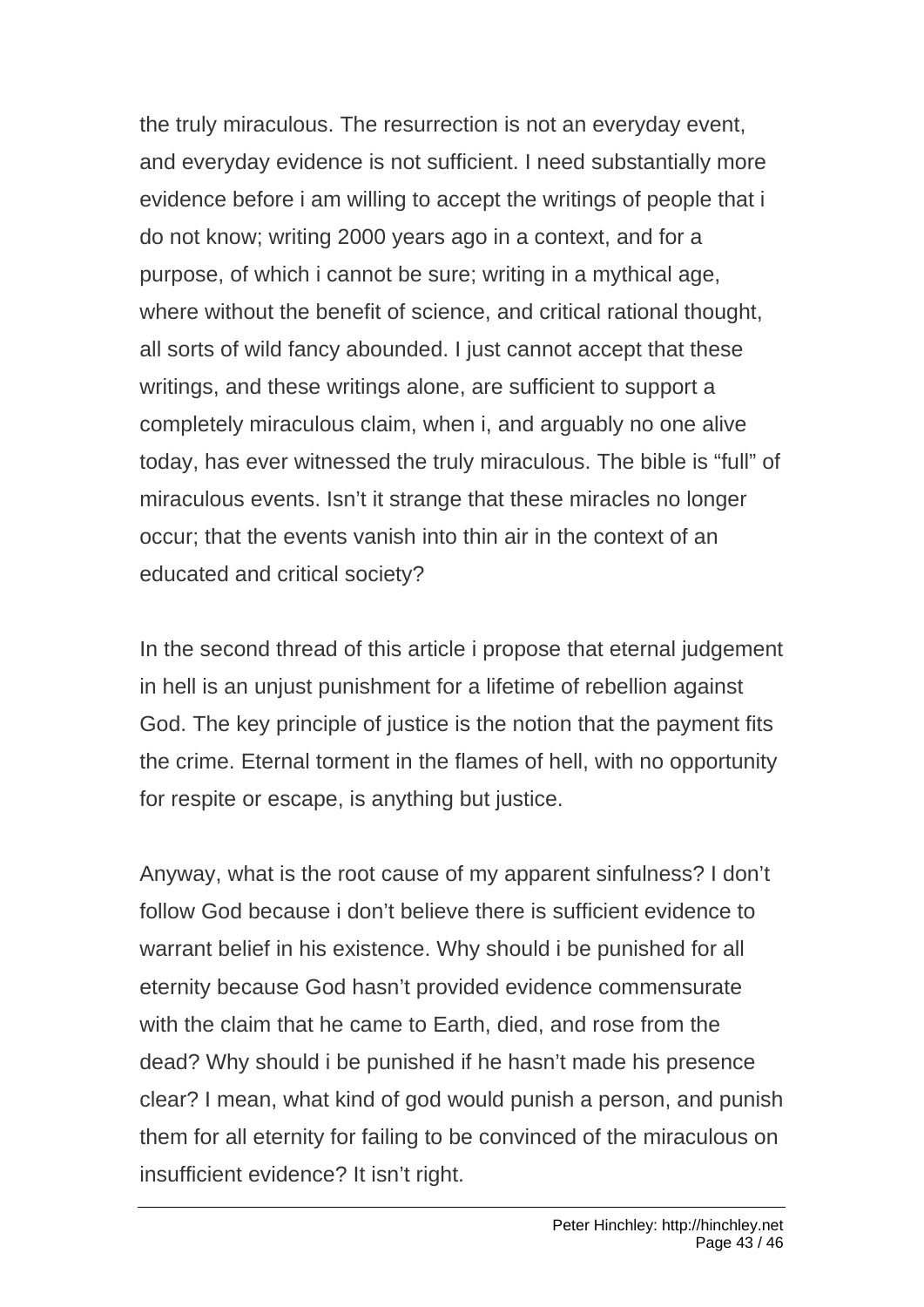the truly miraculous. The resurrection is not an everyday event, and everyday evidence is not sufficient. I need substantially more evidence before i am willing to accept the writings of people that i do not know; writing 2000 years ago in a context, and for a purpose, of which i cannot be sure; writing in a mythical age, where without the benefit of science, and critical rational thought, all sorts of wild fancy abounded. I just cannot accept that these writings, and these writings alone, are sufficient to support a completely miraculous claim, when i, and arguably no one alive today, has ever witnessed the truly miraculous. The bible is "full" of miraculous events. Isn't it strange that these miracles no longer occur; that the events vanish into thin air in the context of an educated and critical society?

In the second thread of this article i propose that eternal judgement in hell is an unjust punishment for a lifetime of rebellion against God. The key principle of justice is the notion that the payment fits the crime. Eternal torment in the flames of hell, with no opportunity for respite or escape, is anything but justice.

Anyway, what is the root cause of my apparent sinfulness? I don't follow God because i don't believe there is sufficient evidence to warrant belief in his existence. Why should i be punished for all eternity because God hasn't provided evidence commensurate with the claim that he came to Earth, died, and rose from the dead? Why should i be punished if he hasn't made his presence clear? I mean, what kind of god would punish a person, and punish them for all eternity for failing to be convinced of the miraculous on insufficient evidence? It isn't right.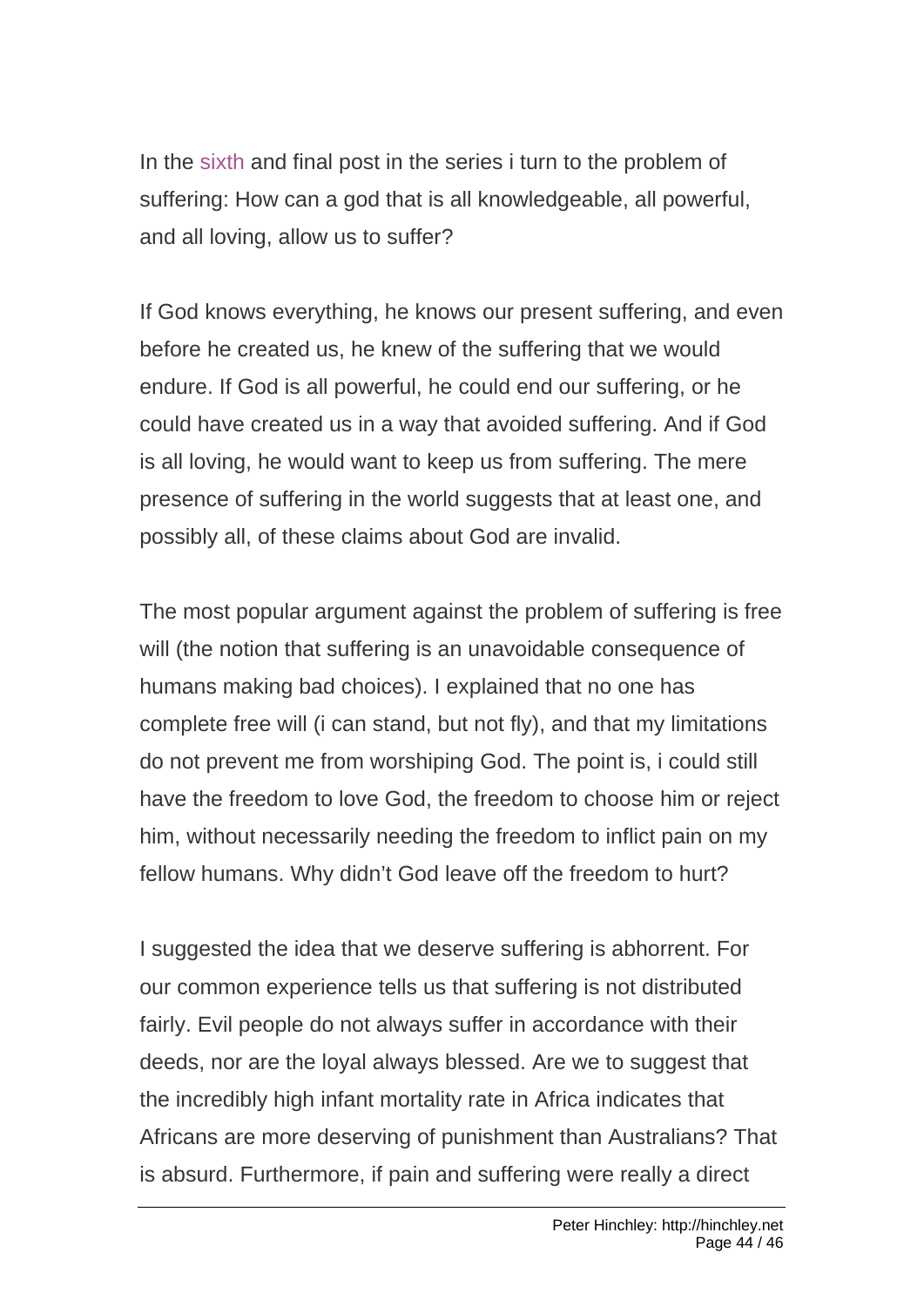In the sixth and final post in the series i turn to the problem of suffering: How can a god that is all knowledgeable, all powerful, and all loving, allow us to suffer?

If God knows everything, he knows our present suffering, and even before he created us, he knew of the suffering that we would endure. If God is all powerful, he could end our suffering, or he could have created us in a way that avoided suffering. And if God is all loving, he would want to keep us from suffering. The mere presence of suffering in the world suggests that at least one, and possibly all, of these claims about God are invalid.

The most popular argument against the problem of suffering is free will (the notion that suffering is an unavoidable consequence of humans making bad choices). I explained that no one has complete free will (i can stand, but not fly), and that my limitations do not prevent me from worshiping God. The point is, i could still have the freedom to love God, the freedom to choose him or reject him, without necessarily needing the freedom to inflict pain on my fellow humans. Why didn't God leave off the freedom to hurt?

I suggested the idea that we deserve suffering is abhorrent. For our common experience tells us that suffering is not distributed fairly. Evil people do not always suffer in accordance with their deeds, nor are the loyal always blessed. Are we to suggest that the incredibly high infant mortality rate in Africa indicates that Africans are more deserving of punishment than Australians? That is absurd. Furthermore, if pain and suffering were really a direct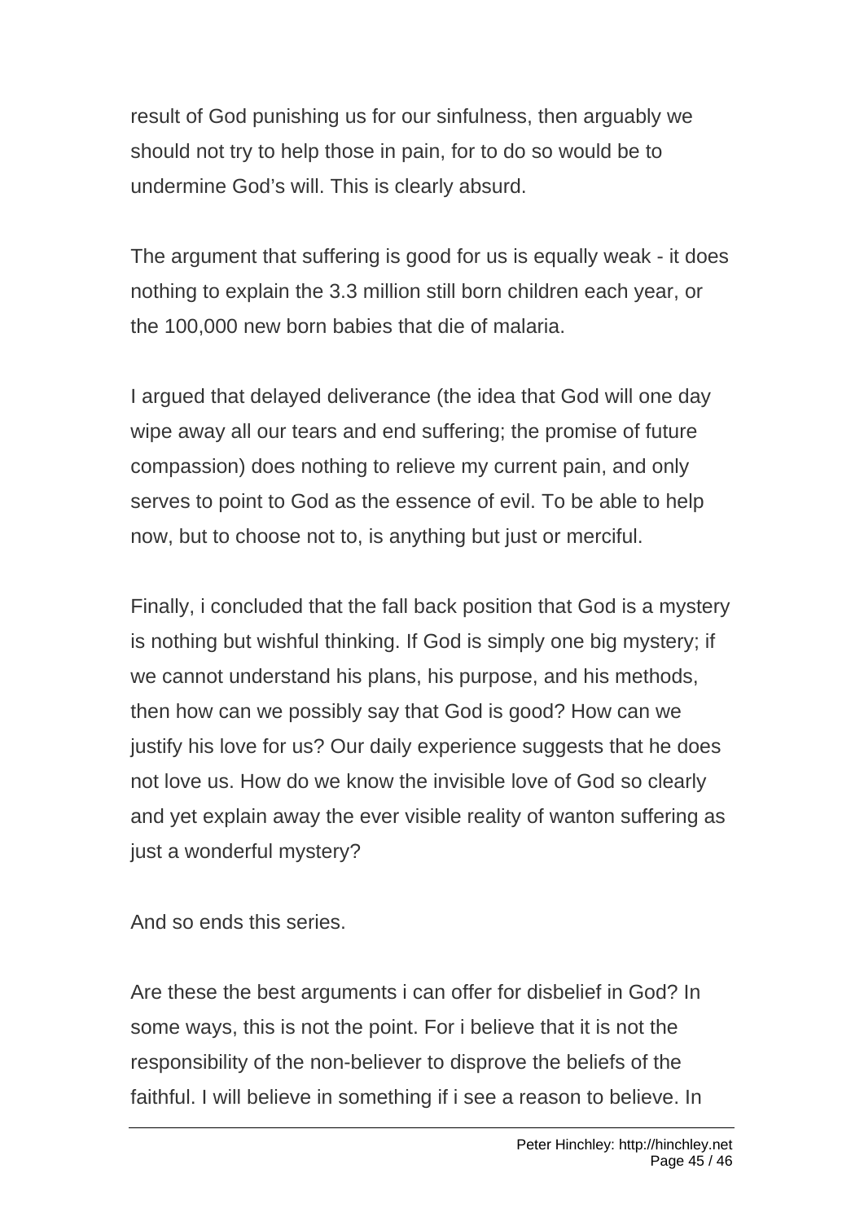result of God punishing us for our sinfulness, then arguably we should not try to help those in pain, for to do so would be to undermine God's will. This is clearly absurd.

The argument that suffering is good for us is equally weak - it does nothing to explain the 3.3 million still born children each year, or the 100,000 new born babies that die of malaria.

I argued that delayed deliverance (the idea that God will one day wipe away all our tears and end suffering; the promise of future compassion) does nothing to relieve my current pain, and only serves to point to God as the essence of evil. To be able to help now, but to choose not to, is anything but just or merciful.

Finally, i concluded that the fall back position that God is a mystery is nothing but wishful thinking. If God is simply one big mystery; if we cannot understand his plans, his purpose, and his methods, then how can we possibly say that God is good? How can we justify his love for us? Our daily experience suggests that he does not love us. How do we know the invisible love of God so clearly and yet explain away the ever visible reality of wanton suffering as just a wonderful mystery?

And so ends this series.

Are these the best arguments i can offer for disbelief in God? In some ways, this is not the point. For i believe that it is not the responsibility of the non-believer to disprove the beliefs of the faithful. I will believe in something if i see a reason to believe. In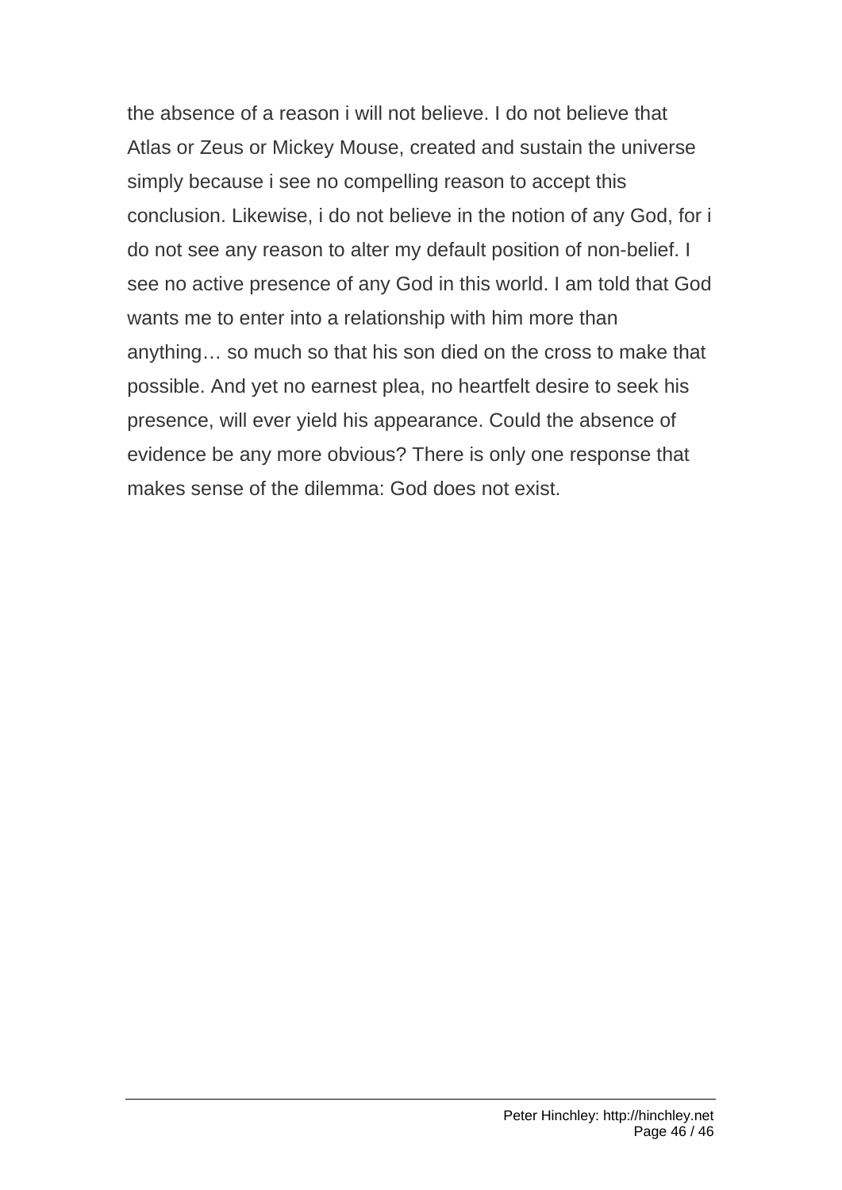the absence of a reason i will not believe. I do not believe that Atlas or Zeus or Mickey Mouse, created and sustain the universe simply because i see no compelling reason to accept this conclusion. Likewise, i do not believe in the notion of any God, for i do not see any reason to alter my default position of non-belief. I see no active presence of any God in this world. I am told that God wants me to enter into a relationship with him more than anything… so much so that his son died on the cross to make that possible. And yet no earnest plea, no heartfelt desire to seek his presence, will ever yield his appearance. Could the absence of evidence be any more obvious? There is only one response that makes sense of the dilemma: God does not exist.